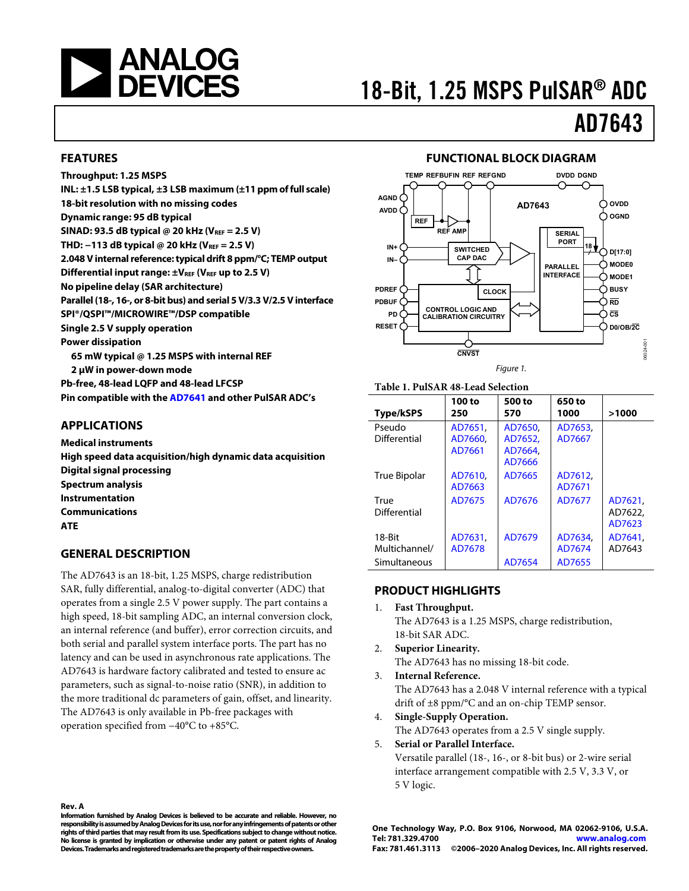# 18-Bit, 1.25 MSPS PulSAR® ADC

# AD7643

## FEATURES

**Throughput: 1.25 MSPS**
**INL: ±1.5 LSB typical, ±3 LSB maximum (±11 ppm of full scale)**
**18-bit resolution with no missing codes**
**Dynamic range: 95 dB typical**
**SINAD: 93.5 dB typical @ 20 kHz ($V_{REF}$ = 2.5 V)**
**THD: −113 dB typical @ 20 kHz ($V_{REF}$ = 2.5 V)**
**2.048 V internal reference: typical drift 8 ppm/°C; TEMP output**
**Differential input range: ±$V_{REF}$ ($V_{REF}$ up to 2.5 V)**
**No pipeline delay (SAR architecture)**
**Parallel (18-, 16-, or 8-bit bus) and serial 5 V/3.3 V/2.5 V interface**
**SPI®/QSPI™/MICROWIRE™/DSP compatible**
**Single 2.5 V supply operation**
**Power dissipation**
- **65 mW typical @ 1.25 MSPS with internal REF**
- **2 μW in power-down mode**

**Pb-free, 48-lead LQFP and 48-lead LFCSP**
**Pin compatible with the AD7641 and other PulSAR ADC's**

## APPLICATIONS

**Medical instruments**
**High speed data acquisition/high dynamic data acquisition**
**Digital signal processing**
**Spectrum analysis**
**Instrumentation**
**Communications**
**ATE**

## GENERAL DESCRIPTION

The AD7643 is an 18-bit, 1.25 MSPS, charge redistribution SAR, fully differential, analog-to-digital converter (ADC) that operates from a single 2.5 V power supply. The part contains a high speed, 18-bit sampling ADC, an internal conversion clock, an internal reference (and buffer), error correction circuits, and both serial and parallel system interface ports. The part has no latency and can be used in asynchronous rate applications. The AD7643 is hardware factory calibrated and tested to ensure ac parameters, such as signal-to-noise ratio (SNR), in addition to the more traditional dc parameters of gain, offset, and linearity. The AD7643 is only available in Pb-free packages with operation specified from −40°C to +85°C.

## FUNCTIONAL BLOCK DIAGRAM

Figure 1.

**Table 1. PulSAR 48-Lead Selection**

| Type/kSPS | 100 to 250 | 500 to 570 | 650 to 1000 | >1000 |
|---|---|---|---|---|
| Pseudo Differential | AD7651, AD7660, AD7661 | AD7650, AD7652, AD7664, AD7666 | AD7653, AD7667 | |
| True Bipolar | AD7610, AD7663 | AD7665 | AD7612, AD7671 | |
| True Differential | AD7675 | AD7676 | AD7677 | AD7621, AD7622, AD7623 |
| 18-Bit | AD7631, AD7678 | AD7679 | AD7634, AD7674 | AD7641, AD7643 |
| Multichannel/ Simultaneous | | AD7654 | AD7655 | |

## PRODUCT HIGHLIGHTS

1. **Fast Throughput.**
   The AD7643 is a 1.25 MSPS, charge redistribution, 18-bit SAR ADC.
2. **Superior Linearity.**
   The AD7643 has no missing 18-bit code.
3. **Internal Reference.**
   The AD7643 has a 2.048 V internal reference with a typical drift of ±8 ppm/°C and an on-chip TEMP sensor.
4. **Single-Supply Operation.**
   The AD7643 operates from a 2.5 V single supply.
5. **Serial or Parallel Interface.**
   Versatile parallel (18-, 16-, or 8-bit bus) or 2-wire serial interface arrangement compatible with 2.5 V, 3.3 V, or 5 V logic.

**Rev. A**
**Information furnished by Analog Devices is believed to be accurate and reliable. However, no responsibility is assumed by Analog Devices for its use, nor for any infringements of patents or other rights of third parties that may result from its use. Specifications subject to change without notice. No license is granted by implication or otherwise under any patent or patent rights of Analog Devices. Trademarks and registered trademarks are the property of their respective owners.**

**One Technology Way, P.O. Box 9106, Norwood, MA 02062-9106, U.S.A.**
**Tel: 781.329.4700 www.analog.com**
**Fax: 781.461.3113 ©2006–2020 Analog Devices, Inc. All rights reserved.**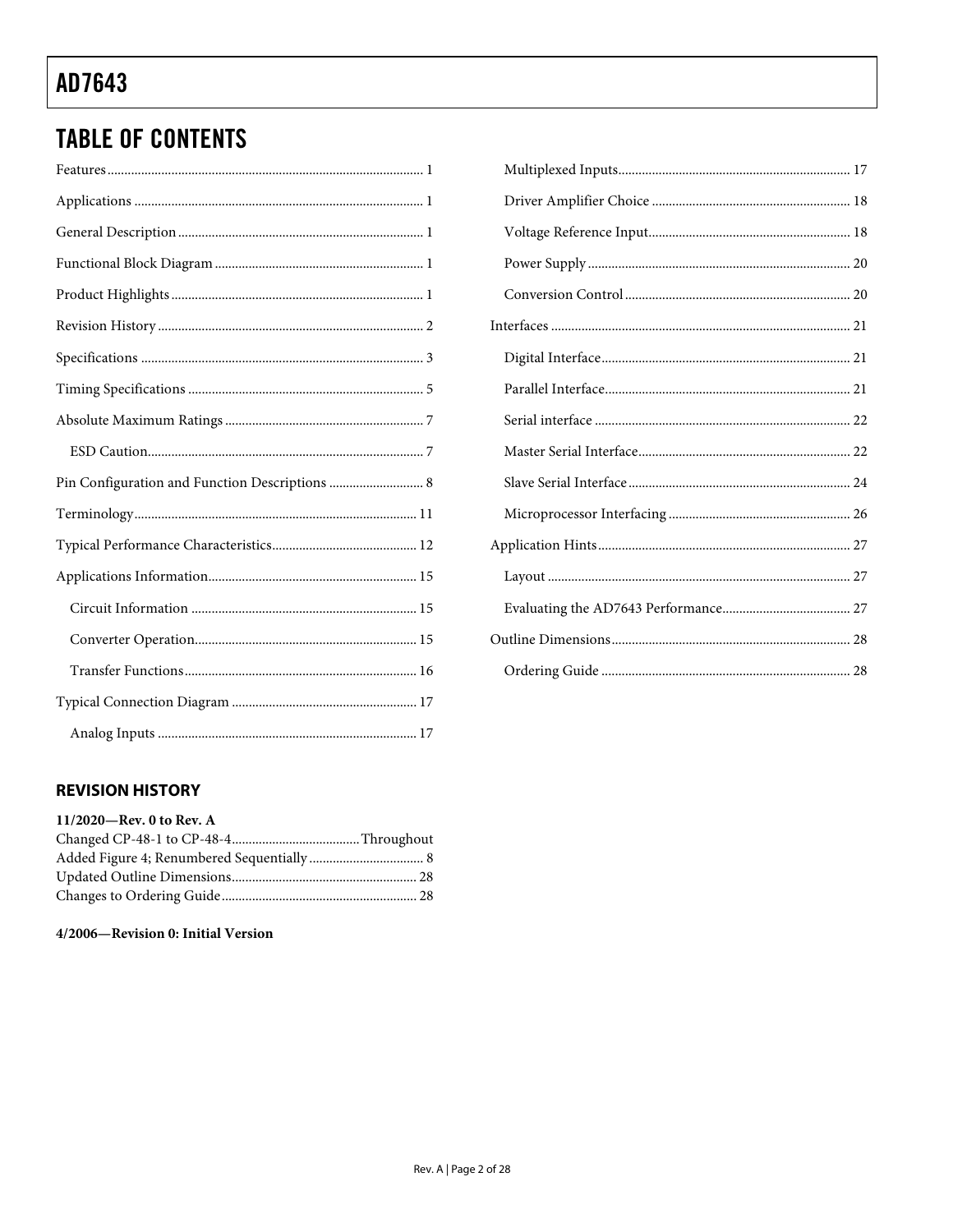## TABLE OF CONTENTS

Features ... 1
Applications ... 1
General Description ... 1
Functional Block Diagram ... 1
Product Highlights ... 1
Revision History ... 2
Specifications ... 3
Timing Specifications ... 5
Absolute Maximum Ratings ... 7
  ESD Caution ... 7
Pin Configuration and Function Descriptions ... 8
Terminology ... 11
Typical Performance Characteristics ... 12
Applications Information ... 15
  Circuit Information ... 15
  Converter Operation ... 15
  Transfer Functions ... 16
Typical Connection Diagram ... 17
  Analog Inputs ... 17
  Multiplexed Inputs ... 17
  Driver Amplifier Choice ... 18
  Voltage Reference Input ... 18
  Power Supply ... 20
  Conversion Control ... 20
Interfaces ... 21
  Digital Interface ... 21
  Parallel Interface ... 21
  Serial interface ... 22
  Master Serial Interface ... 22
  Slave Serial Interface ... 24
  Microprocessor Interfacing ... 26
Application Hints ... 27
  Layout ... 27
  Evaluating the AD7643 Performance ... 27
Outline Dimensions ... 28
  Ordering Guide ... 28

## REVISION HISTORY

**11/2020—Rev. 0 to Rev. A**

Changed CP-48-1 to CP-48-4 ... Throughout
Added Figure 4; Renumbered Sequentially ... 8
Updated Outline Dimensions ... 28
Changes to Ordering Guide ... 28

**4/2006—Revision 0: Initial Version**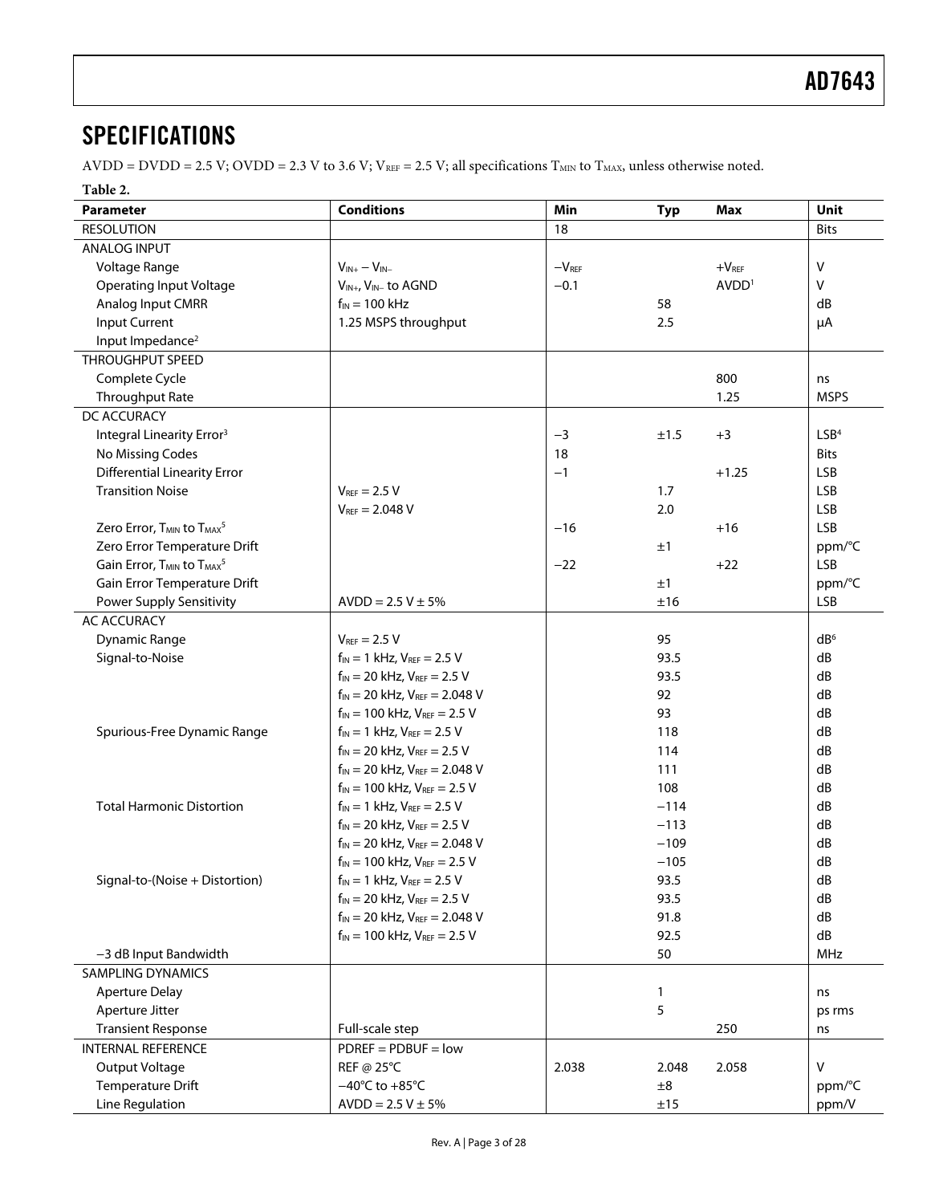## SPECIFICATIONS

AVDD = DVDD = 2.5 V; OVDD = 2.3 V to 3.6 V; $V_{REF}$ = 2.5 V; all specifications $T_{MIN}$ to $T_{MAX}$, unless otherwise noted.

**Table 2.**

| Parameter | Conditions | Min | Typ | Max | Unit |
|---|---|---|---|---|---|
| RESOLUTION | | 18 | | | Bits |
| ANALOG INPUT | | | | | |
| Voltage Range | $V_{IN+} - V_{IN-}$ | $-V_{REF}$ | | $+V_{REF}$ | V |
| Operating Input Voltage | $V_{IN+}$, $V_{IN-}$ to AGND | −0.1 | | AVDD[1] | V |
| Analog Input CMRR | $f_{IN}$ = 100 kHz | | 58 | | dB |
| Input Current | 1.25 MSPS throughput | | 2.5 | | µA |
| Input Impedance[2] | | | | | |
| THROUGHPUT SPEED | | | | | |
| Complete Cycle | | | | 800 | ns |
| Throughput Rate | | | | 1.25 | MSPS |
| DC ACCURACY | | | | | |
| Integral Linearity Error[3] | | −3 | ±1.5 | +3 | LSB[4] |
| No Missing Codes | | 18 | | | Bits |
| Differential Linearity Error | | −1 | | +1.25 | LSB |
| Transition Noise | $V_{REF}$ = 2.5 V | | 1.7 | | LSB |
| | $V_{REF}$ = 2.048 V | | 2.0 | | LSB |
| Zero Error, $T_{MIN}$ to $T_{MAX}$[5] | | −16 | | +16 | LSB |
| Zero Error Temperature Drift | | | ±1 | | ppm/°C |
| Gain Error, $T_{MIN}$ to $T_{MAX}$[5] | | −22 | | +22 | LSB |
| Gain Error Temperature Drift | | | ±1 | | ppm/°C |
| Power Supply Sensitivity | AVDD = 2.5 V ± 5% | | ±16 | | LSB |
| AC ACCURACY | | | | | |
| Dynamic Range | $V_{REF}$ = 2.5 V | | 95 | | dB[6] |
| Signal-to-Noise | $f_{IN}$ = 1 kHz, $V_{REF}$ = 2.5 V | | 93.5 | | dB |
| | $f_{IN}$ = 20 kHz, $V_{REF}$ = 2.5 V | | 93.5 | | dB |
| | $f_{IN}$ = 20 kHz, $V_{REF}$ = 2.048 V | | 92 | | dB |
| | $f_{IN}$ = 100 kHz, $V_{REF}$ = 2.5 V | | 93 | | dB |
| Spurious-Free Dynamic Range | $f_{IN}$ = 1 kHz, $V_{REF}$ = 2.5 V | | 118 | | dB |
| | $f_{IN}$ = 20 kHz, $V_{REF}$ = 2.5 V | | 114 | | dB |
| | $f_{IN}$ = 20 kHz, $V_{REF}$ = 2.048 V | | 111 | | dB |
| | $f_{IN}$ = 100 kHz, $V_{REF}$ = 2.5 V | | 108 | | dB |
| Total Harmonic Distortion | $f_{IN}$ = 1 kHz, $V_{REF}$ = 2.5 V | | −114 | | dB |
| | $f_{IN}$ = 20 kHz, $V_{REF}$ = 2.5 V | | −113 | | dB |
| | $f_{IN}$ = 20 kHz, $V_{REF}$ = 2.048 V | | −109 | | dB |
| | $f_{IN}$ = 100 kHz, $V_{REF}$ = 2.5 V | | −105 | | dB |
| Signal-to-(Noise + Distortion) | $f_{IN}$ = 1 kHz, $V_{REF}$ = 2.5 V | | 93.5 | | dB |
| | $f_{IN}$ = 20 kHz, $V_{REF}$ = 2.5 V | | 93.5 | | dB |
| | $f_{IN}$ = 20 kHz, $V_{REF}$ = 2.048 V | | 91.8 | | dB |
| | $f_{IN}$ = 100 kHz, $V_{REF}$ = 2.5 V | | 92.5 | | dB |
| −3 dB Input Bandwidth | | | 50 | | MHz |
| SAMPLING DYNAMICS | | | | | |
| Aperture Delay | | | 1 | | ns |
| Aperture Jitter | | | 5 | | ps rms |
| Transient Response | Full-scale step | | | 250 | ns |
| INTERNAL REFERENCE | PDREF = PDBUF = low | | | | |
| Output Voltage | REF @ 25°C | 2.038 | 2.048 | 2.058 | V |
| Temperature Drift | −40°C to +85°C | | ±8 | | ppm/°C |
| Line Regulation | AVDD = 2.5 V ± 5% | | ±15 | | ppm/V |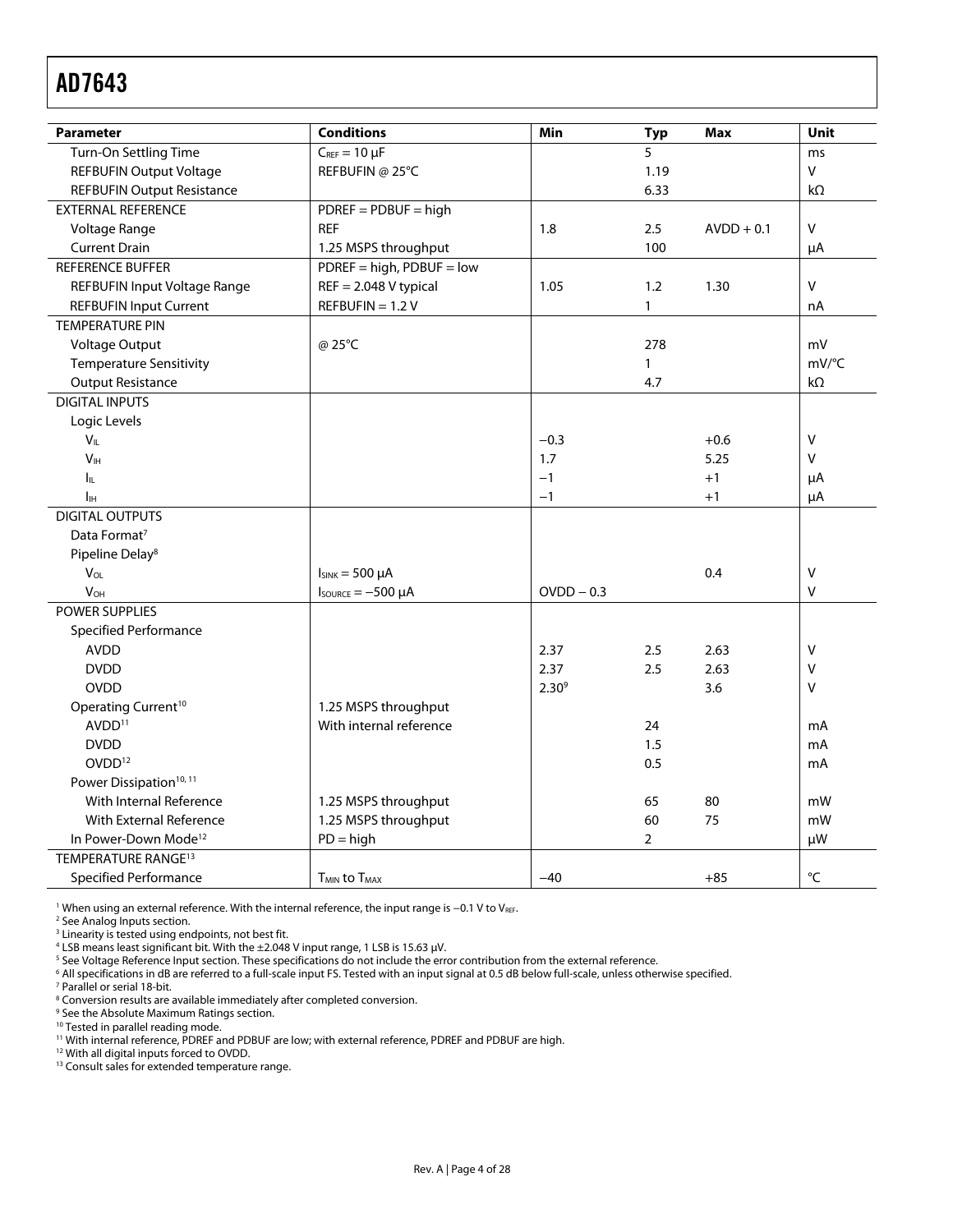| Parameter | Conditions | Min | Typ | Max | Unit |
|---|---|---|---|---|---|
| Turn-On Settling Time | $C_{REF}$ = 10 µF | | 5 | | ms |
| REFBUFIN Output Voltage | REFBUFIN @ 25°C | | 1.19 | | V |
| REFBUFIN Output Resistance | | | 6.33 | | kΩ |
| EXTERNAL REFERENCE | PDREF = PDBUF = high | | | | |
| Voltage Range | REF | 1.8 | 2.5 | AVDD + 0.1 | V |
| Current Drain | 1.25 MSPS throughput | | 100 | | µA |
| REFERENCE BUFFER | PDREF = high, PDBUF = low | | | | |
| REFBUFIN Input Voltage Range | REF = 2.048 V typical | 1.05 | 1.2 | 1.30 | V |
| REFBUFIN Input Current | REFBUFIN = 1.2 V | | 1 | | nA |
| TEMPERATURE PIN | | | | | |
| Voltage Output | @ 25°C | | 278 | | mV |
| Temperature Sensitivity | | | 1 | | mV/°C |
| Output Resistance | | | 4.7 | | kΩ |
| DIGITAL INPUTS | | | | | |
| Logic Levels | | | | | |
| $V_{IL}$ | | −0.3 | | +0.6 | V |
| $V_{IH}$ | | 1.7 | | 5.25 | V |
| $I_{IL}$ | | −1 | | +1 | µA |
| $I_{IH}$ | | −1 | | +1 | µA |
| DIGITAL OUTPUTS | | | | | |
| Data Format[7] | | | | | |
| Pipeline Delay[8] | | | | | |
| $V_{OL}$ | $I_{SINK}$ = 500 µA | | | 0.4 | V |
| $V_{OH}$ | $I_{SOURCE}$ = −500 µA | OVDD − 0.3 | | | V |
| POWER SUPPLIES | | | | | |
| Specified Performance | | | | | |
| AVDD | | 2.37 | 2.5 | 2.63 | V |
| DVDD | | 2.37 | 2.5 | 2.63 | V |
| OVDD | | 2.30[9] | | 3.6 | V |
| Operating Current[10] | 1.25 MSPS throughput | | | | |
| AVDD[11] | With internal reference | | 24 | | mA |
| DVDD | | | 1.5 | | mA |
| OVDD[12] | | | 0.5 | | mA |
| Power Dissipation[10, 11] | | | | | |
| With Internal Reference | 1.25 MSPS throughput | | 65 | 80 | mW |
| With External Reference | 1.25 MSPS throughput | | 60 | 75 | mW |
| In Power-Down Mode[12] | PD = high | | 2 | | µW |
| TEMPERATURE RANGE[13] | | | | | |
| Specified Performance | $T_{MIN}$ to $T_{MAX}$ | −40 | | +85 | °C |

[1] When using an external reference. With the internal reference, the input range is −0.1 V to $V_{REF}$.
[2] See Analog Inputs section.
[3] Linearity is tested using endpoints, not best fit.
[4] LSB means least significant bit. With the ±2.048 V input range, 1 LSB is 15.63 µV.
[5] See Voltage Reference Input section. These specifications do not include the error contribution from the external reference.
[6] All specifications in dB are referred to a full-scale input FS. Tested with an input signal at 0.5 dB below full-scale, unless otherwise specified.
[7] Parallel or serial 18-bit.
[8] Conversion results are available immediately after completed conversion.
[9] See the Absolute Maximum Ratings section.
[10] Tested in parallel reading mode.
[11] With internal reference, PDREF and PDBUF are low; with external reference, PDREF and PDBUF are high.
[12] With all digital inputs forced to OVDD.
[13] Consult sales for extended temperature range.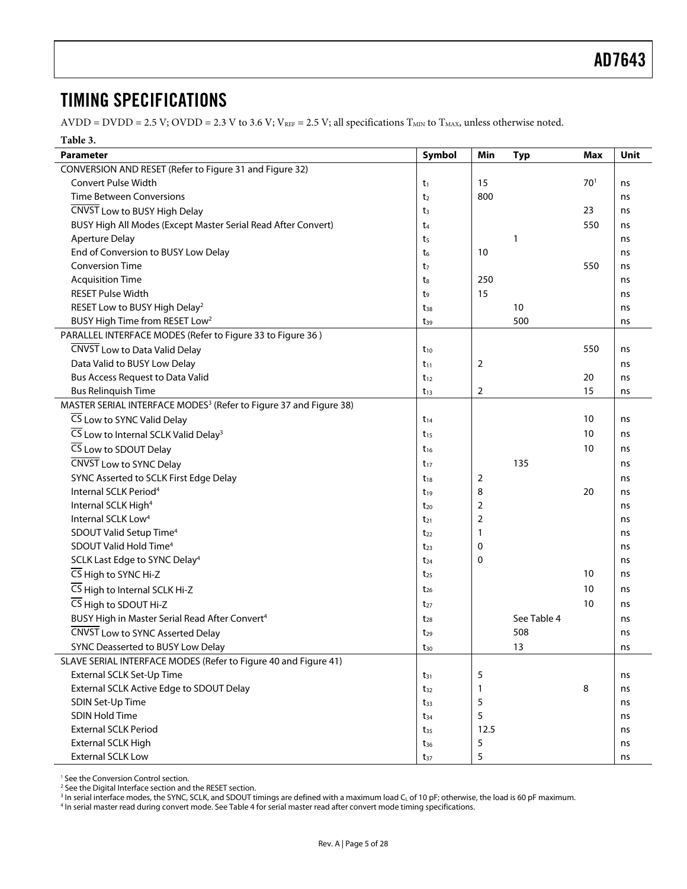## TIMING SPECIFICATIONS

AVDD = DVDD = 2.5 V; OVDD = 2.3 V to 3.6 V; $V_{REF}$ = 2.5 V; all specifications $T_{MIN}$ to $T_{MAX}$, unless otherwise noted.

**Table 3.**

| Parameter | Symbol | Min | Typ | Max | Unit |
|---|---|---|---|---|---|
| CONVERSION AND RESET (Refer to Figure 31 and Figure 32) | | | | | |
| Convert Pulse Width | $t_1$ | 15 | | 70[1] | ns |
| Time Between Conversions | $t_2$ | 800 | | | ns |
| $\overline{\text{CNVST}}$ Low to BUSY High Delay | $t_3$ | | | 23 | ns |
| BUSY High All Modes (Except Master Serial Read After Convert) | $t_4$ | | | 550 | ns |
| Aperture Delay | $t_5$ | | 1 | | ns |
| End of Conversion to BUSY Low Delay | $t_6$ | 10 | | | ns |
| Conversion Time | $t_7$ | | | 550 | ns |
| Acquisition Time | $t_8$ | 250 | | | ns |
| RESET Pulse Width | $t_9$ | 15 | | | ns |
| RESET Low to BUSY High Delay[2] | $t_{38}$ | | 10 | | ns |
| BUSY High Time from RESET Low[2] | $t_{39}$ | | 500 | | ns |
| PARALLEL INTERFACE MODES (Refer to Figure 33 to Figure 36 ) | | | | | |
| $\overline{\text{CNVST}}$ Low to Data Valid Delay | $t_{10}$ | | | 550 | ns |
| Data Valid to BUSY Low Delay | $t_{11}$ | 2 | | | ns |
| Bus Access Request to Data Valid | $t_{12}$ | | | 20 | ns |
| Bus Relinquish Time | $t_{13}$ | 2 | | 15 | ns |
| MASTER SERIAL INTERFACE MODES[3] (Refer to Figure 37 and Figure 38) | | | | | |
| $\overline{\text{CS}}$ Low to SYNC Valid Delay | $t_{14}$ | | | 10 | ns |
| $\overline{\text{CS}}$ Low to Internal SCLK Valid Delay[3] | $t_{15}$ | | | 10 | ns |
| $\overline{\text{CS}}$ Low to SDOUT Delay | $t_{16}$ | | | 10 | ns |
| $\overline{\text{CNVST}}$ Low to SYNC Delay | $t_{17}$ | | 135 | | ns |
| SYNC Asserted to SCLK First Edge Delay | $t_{18}$ | 2 | | | ns |
| Internal SCLK Period[4] | $t_{19}$ | 8 | | 20 | ns |
| Internal SCLK High[4] | $t_{20}$ | 2 | | | ns |
| Internal SCLK Low[4] | $t_{21}$ | 2 | | | ns |
| SDOUT Valid Setup Time[4] | $t_{22}$ | 1 | | | ns |
| SDOUT Valid Hold Time[4] | $t_{23}$ | 0 | | | ns |
| SCLK Last Edge to SYNC Delay[4] | $t_{24}$ | 0 | | | ns |
| $\overline{\text{CS}}$ High to SYNC Hi-Z | $t_{25}$ | | | 10 | ns |
| $\overline{\text{CS}}$ High to Internal SCLK Hi-Z | $t_{26}$ | | | 10 | ns |
| $\overline{\text{CS}}$ High to SDOUT Hi-Z | $t_{27}$ | | | 10 | ns |
| BUSY High in Master Serial Read After Convert[4] | $t_{28}$ | | See Table 4 | | ns |
| $\overline{\text{CNVST}}$ Low to SYNC Asserted Delay | $t_{29}$ | | 508 | | ns |
| SYNC Deasserted to BUSY Low Delay | $t_{30}$ | | 13 | | ns |
| SLAVE SERIAL INTERFACE MODES (Refer to Figure 40 and Figure 41) | | | | | |
| External SCLK Set-Up Time | $t_{31}$ | 5 | | | ns |
| External SCLK Active Edge to SDOUT Delay | $t_{32}$ | 1 | | 8 | ns |
| SDIN Set-Up Time | $t_{33}$ | 5 | | | ns |
| SDIN Hold Time | $t_{34}$ | 5 | | | ns |
| External SCLK Period | $t_{35}$ | 12.5 | | | ns |
| External SCLK High | $t_{36}$ | 5 | | | ns |
| External SCLK Low | $t_{37}$ | 5 | | | ns |

[1] See the Conversion Control section.
[2] See the Digital Interface section and the RESET section.
[3] In serial interface modes, the SYNC, SCLK, and SDOUT timings are defined with a maximum load $C_L$ of 10 pF; otherwise, the load is 60 pF maximum.
[4] In serial master read during convert mode. See Table 4 for serial master read after convert mode timing specifications.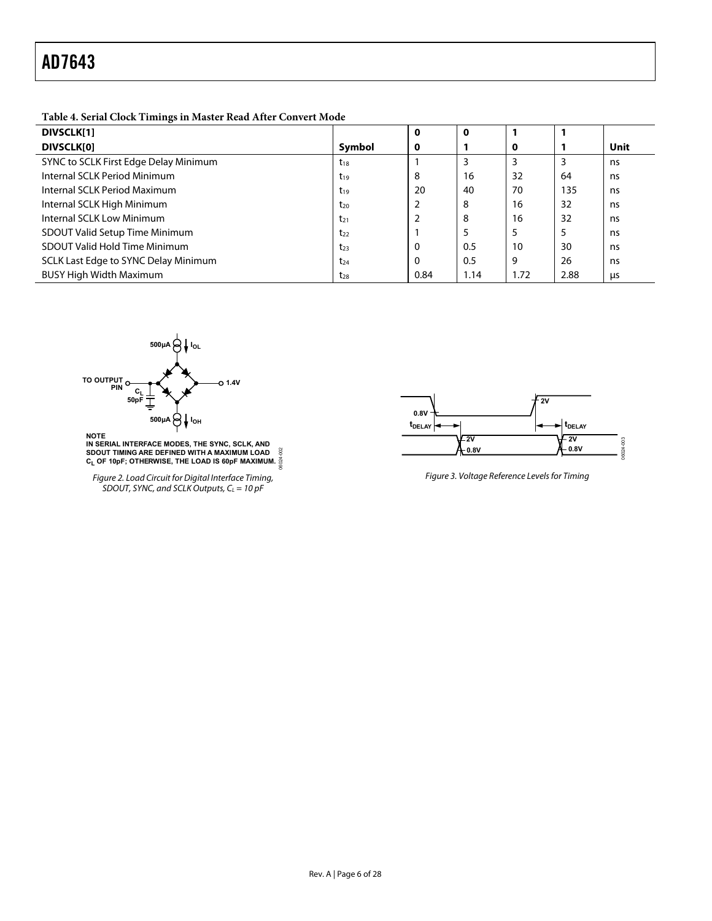**Table 4. Serial Clock Timings in Master Read After Convert Mode**

| DIVSCLK[1] | | 0 | 0 | 1 | 1 | |
|---|---|---|---|---|---|---|
| **DIVSCLK[0]** | **Symbol** | **0** | **1** | **0** | **1** | **Unit** |
| SYNC to SCLK First Edge Delay Minimum | $t_{18}$ | 1 | 3 | 3 | 3 | ns |
| Internal SCLK Period Minimum | $t_{19}$ | 8 | 16 | 32 | 64 | ns |
| Internal SCLK Period Maximum | $t_{19}$ | 20 | 40 | 70 | 135 | ns |
| Internal SCLK High Minimum | $t_{20}$ | 2 | 8 | 16 | 32 | ns |
| Internal SCLK Low Minimum | $t_{21}$ | 2 | 8 | 16 | 32 | ns |
| SDOUT Valid Setup Time Minimum | $t_{22}$ | 1 | 5 | 5 | 5 | ns |
| SDOUT Valid Hold Time Minimum | $t_{23}$ | 0 | 0.5 | 10 | 30 | ns |
| SCLK Last Edge to SYNC Delay Minimum | $t_{24}$ | 0 | 0.5 | 9 | 26 | ns |
| BUSY High Width Maximum | $t_{28}$ | 0.84 | 1.14 | 1.72 | 2.88 | µs |

NOTE
IN SERIAL INTERFACE MODES, THE SYNC, SCLK, AND SDOUT TIMING ARE DEFINED WITH A MAXIMUM LOAD $C_L$ OF 10pF; OTHERWISE, THE LOAD IS 60pF MAXIMUM.

*Figure 2. Load Circuit for Digital Interface Timing, SDOUT, SYNC, and SCLK Outputs, $C_L$ = 10 pF*

*Figure 3. Voltage Reference Levels for Timing*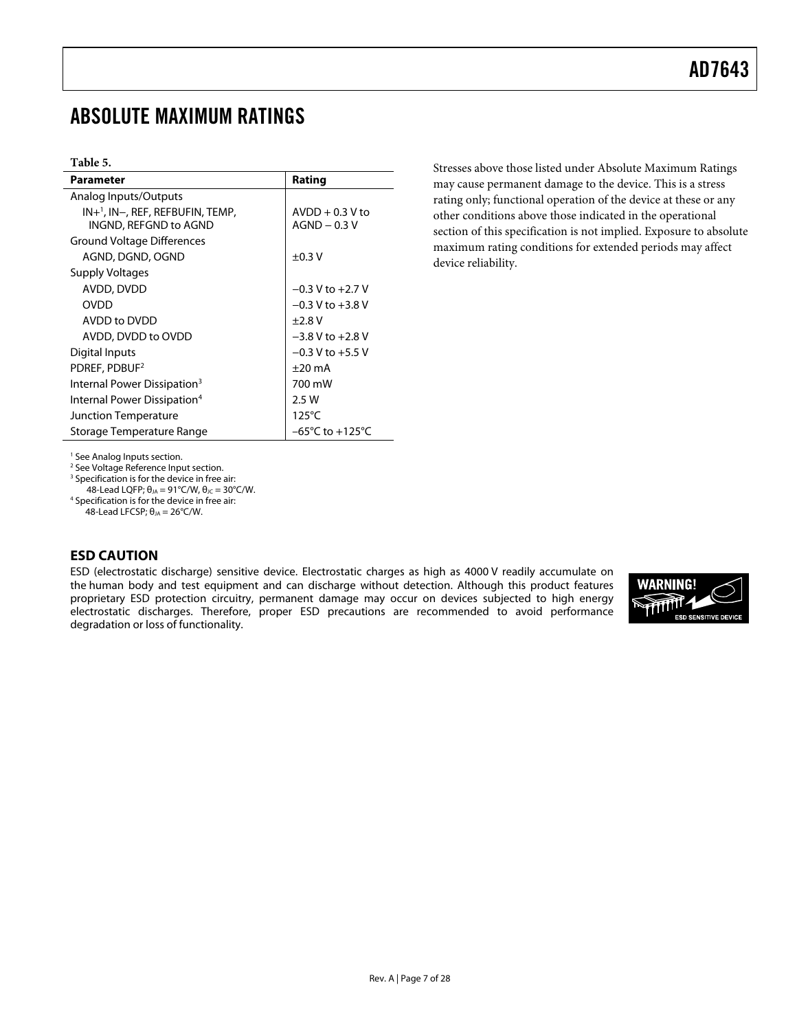# ABSOLUTE MAXIMUM RATINGS

**Table 5.**

| Parameter | Rating |
|---|---|
| Analog Inputs/Outputs | |
| IN+[1], IN−, REF, REFBUFIN, TEMP, INGND, REFGND to AGND | AVDD + 0.3 V to AGND − 0.3 V |
| Ground Voltage Differences | |
| AGND, DGND, OGND | ±0.3 V |
| Supply Voltages | |
| AVDD, DVDD | −0.3 V to +2.7 V |
| OVDD | −0.3 V to +3.8 V |
| AVDD to DVDD | ±2.8 V |
| AVDD, DVDD to OVDD | −3.8 V to +2.8 V |
| Digital Inputs | −0.3 V to +5.5 V |
| PDREF, PDBUF[2] | ±20 mA |
| Internal Power Dissipation[3] | 700 mW |
| Internal Power Dissipation[4] | 2.5 W |
| Junction Temperature | 125°C |
| Storage Temperature Range | −65°C to +125°C |

[1] See Analog Inputs section.
[2] See Voltage Reference Input section.
[3] Specification is for the device in free air: 48-Lead LQFP; $\theta_{JA}$ = 91°C/W, $\theta_{JC}$ = 30°C/W.
[4] Specification is for the device in free air: 48-Lead LFCSP; $\theta_{JA}$ = 26°C/W.

Stresses above those listed under Absolute Maximum Ratings may cause permanent damage to the device. This is a stress rating only; functional operation of the device at these or any other conditions above those indicated in the operational section of this specification is not implied. Exposure to absolute maximum rating conditions for extended periods may affect device reliability.

## ESD CAUTION

ESD (electrostatic discharge) sensitive device. Electrostatic charges as high as 4000 V readily accumulate on the human body and test equipment and can discharge without detection. Although this product features proprietary ESD protection circuitry, permanent damage may occur on devices subjected to high energy electrostatic discharges. Therefore, proper ESD precautions are recommended to avoid performance degradation or loss of functionality.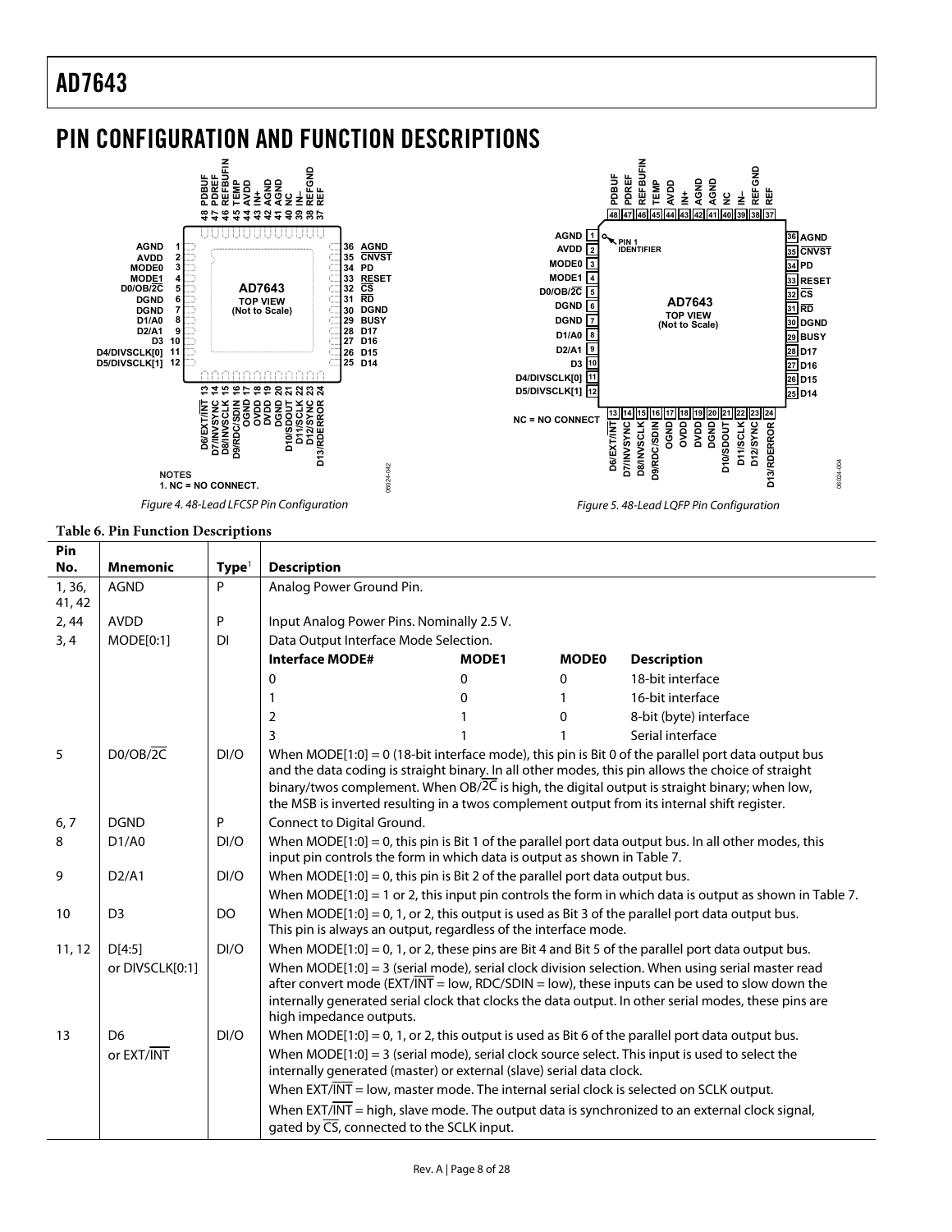## PIN CONFIGURATION AND FUNCTION DESCRIPTIONS

Figure 4. 48-Lead LFCSP Pin Configuration

Figure 5. 48-Lead LQFP Pin Configuration

**Table 6. Pin Function Descriptions**

| Pin No. | Mnemonic | Type[1] | Description |
|---|---|---|---|
| 1, 36, 41, 42 | AGND | P | Analog Power Ground Pin. |
| 2, 44 | AVDD | P | Input Analog Power Pins. Nominally 2.5 V. |
| 3, 4 | MODE[0:1] | DI | Data Output Interface Mode Selection.<br>**Interface MODE#** / **MODE1** / **MODE0** / **Description**<br>0 / 0 / 0 / 18-bit interface<br>1 / 0 / 1 / 16-bit interface<br>2 / 1 / 0 / 8-bit (byte) interface<br>3 / 1 / 1 / Serial interface |
| 5 | D0/OB/$\overline{\text{2C}}$ | DI/O | When MODE[1:0] = 0 (18-bit interface mode), this pin is Bit 0 of the parallel port data output bus and the data coding is straight binary. In all other modes, this pin allows the choice of straight binary/twos complement. When OB/$\overline{\text{2C}}$ is high, the digital output is straight binary; when low, the MSB is inverted resulting in a twos complement output from its internal shift register. |
| 6, 7 | DGND | P | Connect to Digital Ground. |
| 8 | D1/A0 | DI/O | When MODE[1:0] = 0, this pin is Bit 1 of the parallel port data output bus. In all other modes, this input pin controls the form in which data is output as shown in Table 7. |
| 9 | D2/A1 | DI/O | When MODE[1:0] = 0, this pin is Bit 2 of the parallel port data output bus.<br>When MODE[1:0] = 1 or 2, this input pin controls the form in which data is output as shown in Table 7. |
| 10 | D3 | DO | When MODE[1:0] = 0, 1, or 2, this output is used as Bit 3 of the parallel port data output bus. This pin is always an output, regardless of the interface mode. |
| 11, 12 | D[4:5] or DIVSCLK[0:1] | DI/O | When MODE[1:0] = 0, 1, or 2, these pins are Bit 4 and Bit 5 of the parallel port data output bus.<br>When MODE[1:0] = 3 (serial mode), serial clock division selection. When using serial master read after convert mode (EXT/$\overline{\text{INT}}$ = low, RDC/SDIN = low), these inputs can be used to slow down the internally generated serial clock that clocks the data output. In other serial modes, these pins are high impedance outputs. |
| 13 | D6 or EXT/$\overline{\text{INT}}$ | DI/O | When MODE[1:0] = 0, 1, or 2, this output is used as Bit 6 of the parallel port data output bus.<br>When MODE[1:0] = 3 (serial mode), serial clock source select. This input is used to select the internally generated (master) or external (slave) serial data clock.<br>When EXT/$\overline{\text{INT}}$ = low, master mode. The internal serial clock is selected on SCLK output.<br>When EXT/$\overline{\text{INT}}$ = high, slave mode. The output data is synchronized to an external clock signal, gated by $\overline{\text{CS}}$, connected to the SCLK input. |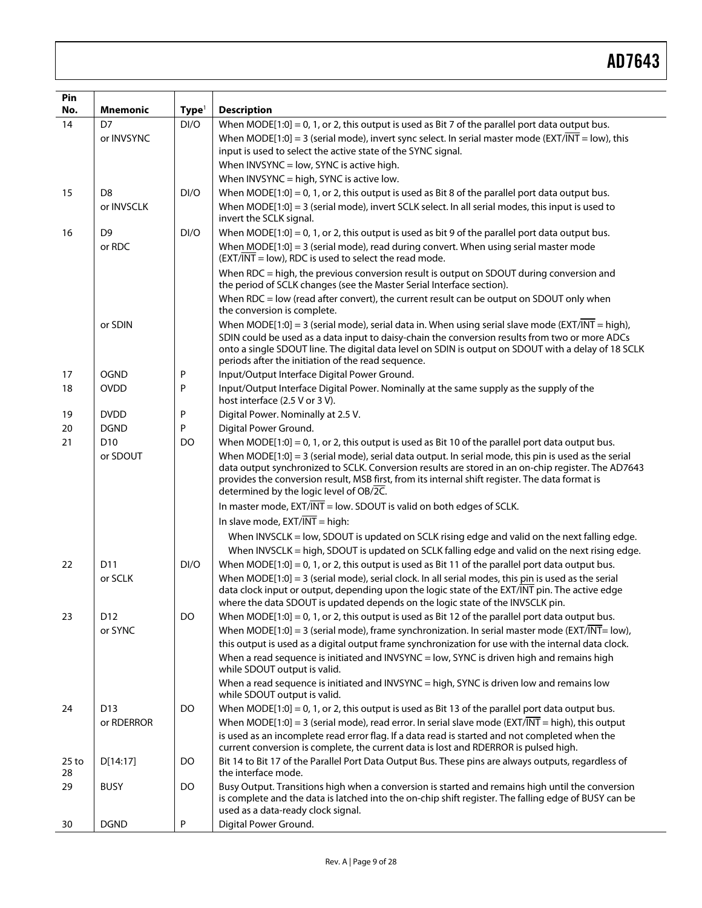| Pin No. | Mnemonic | Type[1] | Description |
| --- | --- | --- | --- |
| 14 | D7 | DI/O | When MODE[1:0] = 0, 1, or 2, this output is used as Bit 7 of the parallel port data output bus. |
| | or INVSYNC | | When MODE[1:0] = 3 (serial mode), invert sync select. In serial master mode (EXT/$\overline{\text{INT}}$ = low), this input is used to select the active state of the SYNC signal.<br>When INVSYNC = low, SYNC is active high.<br>When INVSYNC = high, SYNC is active low. |
| 15 | D8 | DI/O | When MODE[1:0] = 0, 1, or 2, this output is used as Bit 8 of the parallel port data output bus. |
| | or INVSCLK | | When MODE[1:0] = 3 (serial mode), invert SCLK select. In all serial modes, this input is used to invert the SCLK signal. |
| 16 | D9 | DI/O | When MODE[1:0] = 0, 1, or 2, this output is used as bit 9 of the parallel port data output bus. |
| | or RDC | | When MODE[1:0] = 3 (serial mode), read during convert. When using serial master mode (EXT/$\overline{\text{INT}}$ = low), RDC is used to select the read mode.<br>When RDC = high, the previous conversion result is output on SDOUT during conversion and the period of SCLK changes (see the Master Serial Interface section).<br>When RDC = low (read after convert), the current result can be output on SDOUT only when the conversion is complete. |
| | or SDIN | | When MODE[1:0] = 3 (serial mode), serial data in. When using serial slave mode (EXT/$\overline{\text{INT}}$ = high), SDIN could be used as a data input to daisy-chain the conversion results from two or more ADCs onto a single SDOUT line. The digital data level on SDIN is output on SDOUT with a delay of 18 SCLK periods after the initiation of the read sequence. |
| 17 | OGND | P | Input/Output Interface Digital Power Ground. |
| 18 | OVDD | P | Input/Output Interface Digital Power. Nominally at the same supply as the supply of the host interface (2.5 V or 3 V). |
| 19 | DVDD | P | Digital Power. Nominally at 2.5 V. |
| 20 | DGND | P | Digital Power Ground. |
| 21 | D10 | DO | When MODE[1:0] = 0, 1, or 2, this output is used as Bit 10 of the parallel port data output bus. |
| | or SDOUT | | When MODE[1:0] = 3 (serial mode), serial data output. In serial mode, this pin is used as the serial data output synchronized to SCLK. Conversion results are stored in an on-chip register. The AD7643 provides the conversion result, MSB first, from its internal shift register. The data format is determined by the logic level of OB/$\overline{\text{2C}}$.<br>In master mode, EXT/$\overline{\text{INT}}$ = low. SDOUT is valid on both edges of SCLK.<br>In slave mode, EXT/$\overline{\text{INT}}$ = high:<br>When INVSCLK = low, SDOUT is updated on SCLK rising edge and valid on the next falling edge.<br>When INVSCLK = high, SDOUT is updated on SCLK falling edge and valid on the next rising edge. |
| 22 | D11 | DI/O | When MODE[1:0] = 0, 1, or 2, this output is used as Bit 11 of the parallel port data output bus. |
| | or SCLK | | When MODE[1:0] = 3 (serial mode), serial clock. In all serial modes, this pin is used as the serial data clock input or output, depending upon the logic state of the EXT/$\overline{\text{INT}}$ pin. The active edge where the data SDOUT is updated depends on the logic state of the INVSCLK pin. |
| 23 | D12 | DO | When MODE[1:0] = 0, 1, or 2, this output is used as Bit 12 of the parallel port data output bus. |
| | or SYNC | | When MODE[1:0] = 3 (serial mode), frame synchronization. In serial master mode (EXT/$\overline{\text{INT}}$= low), this output is used as a digital output frame synchronization for use with the internal data clock.<br>When a read sequence is initiated and INVSYNC = low, SYNC is driven high and remains high while SDOUT output is valid.<br>When a read sequence is initiated and INVSYNC = high, SYNC is driven low and remains low while SDOUT output is valid. |
| 24 | D13 | DO | When MODE[1:0] = 0, 1, or 2, this output is used as Bit 13 of the parallel port data output bus. |
| | or RDERROR | | When MODE[1:0] = 3 (serial mode), read error. In serial slave mode (EXT/$\overline{\text{INT}}$ = high), this output is used as an incomplete read error flag. If a data read is started and not completed when the current conversion is complete, the current data is lost and RDERROR is pulsed high. |
| 25 to 28 | D[14:17] | DO | Bit 14 to Bit 17 of the Parallel Port Data Output Bus. These pins are always outputs, regardless of the interface mode. |
| 29 | BUSY | DO | Busy Output. Transitions high when a conversion is started and remains high until the conversion is complete and the data is latched into the on-chip shift register. The falling edge of BUSY can be used as a data-ready clock signal. |
| 30 | DGND | P | Digital Power Ground. |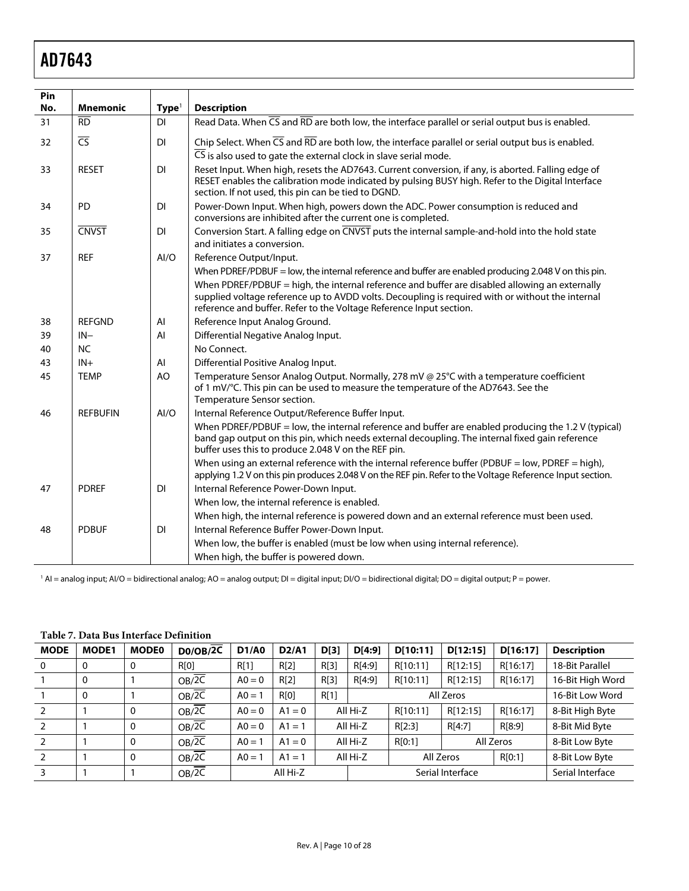| Pin No. | Mnemonic | Type[1] | Description |
|---|---|---|---|
| 31 | $\overline{RD}$ | DI | Read Data. When $\overline{CS}$ and $\overline{RD}$ are both low, the interface parallel or serial output bus is enabled. |
| 32 | $\overline{CS}$ | DI | Chip Select. When $\overline{CS}$ and $\overline{RD}$ are both low, the interface parallel or serial output bus is enabled. $\overline{CS}$ is also used to gate the external clock in slave serial mode. |
| 33 | RESET | DI | Reset Input. When high, resets the AD7643. Current conversion, if any, is aborted. Falling edge of RESET enables the calibration mode indicated by pulsing BUSY high. Refer to the Digital Interface section. If not used, this pin can be tied to DGND. |
| 34 | PD | DI | Power-Down Input. When high, powers down the ADC. Power consumption is reduced and conversions are inhibited after the current one is completed. |
| 35 | $\overline{CNVST}$ | DI | Conversion Start. A falling edge on $\overline{CNVST}$ puts the internal sample-and-hold into the hold state and initiates a conversion. |
| 37 | REF | AI/O | Reference Output/Input. When PDREF/PDBUF = low, the internal reference and buffer are enabled producing 2.048 V on this pin. When PDREF/PDBUF = high, the internal reference and buffer are disabled allowing an externally supplied voltage reference up to AVDD volts. Decoupling is required with or without the internal reference and buffer. Refer to the Voltage Reference Input section. |
| 38 | REFGND | AI | Reference Input Analog Ground. |
| 39 | IN− | AI | Differential Negative Analog Input. |
| 40 | NC | | No Connect. |
| 43 | IN+ | AI | Differential Positive Analog Input. |
| 45 | TEMP | AO | Temperature Sensor Analog Output. Normally, 278 mV @ 25°C with a temperature coefficient of 1 mV/°C. This pin can be used to measure the temperature of the AD7643. See the Temperature Sensor section. |
| 46 | REFBUFIN | AI/O | Internal Reference Output/Reference Buffer Input. When PDREF/PDBUF = low, the internal reference and buffer are enabled producing the 1.2 V (typical) band gap output on this pin, which needs external decoupling. The internal fixed gain reference buffer uses this to produce 2.048 V on the REF pin. When using an external reference with the internal reference buffer (PDBUF = low, PDREF = high), applying 1.2 V on this pin produces 2.048 V on the REF pin. Refer to the Voltage Reference Input section. |
| 47 | PDREF | DI | Internal Reference Power-Down Input. When low, the internal reference is enabled. When high, the internal reference is powered down and an external reference must been used. |
| 48 | PDBUF | DI | Internal Reference Buffer Power-Down Input. When low, the buffer is enabled (must be low when using internal reference). When high, the buffer is powered down. |

[1] AI = analog input; AI/O = bidirectional analog; AO = analog output; DI = digital input; DI/O = bidirectional digital; DO = digital output; P = power.

**Table 7. Data Bus Interface Definition**

| MODE | MODE1 | MODE0 | D0/OB/$\overline{2C}$ | D1/A0 | D2/A1 | D[3] | D[4:9] | D[10:11] | D[12:15] | D[16:17] | Description |
|---|---|---|---|---|---|---|---|---|---|---|---|
| 0 | 0 | 0 | R[0] | R[1] | R[2] | R[3] | R[4:9] | R[10:11] | R[12:15] | R[16:17] | 18-Bit Parallel |
| 1 | 0 | 1 | OB/$\overline{2C}$ | A0 = 0 | R[2] | R[3] | R[4:9] | R[10:11] | R[12:15] | R[16:17] | 16-Bit High Word |
| 1 | 0 | 1 | OB/$\overline{2C}$ | A0 = 1 | R[0] | R[1] | All Zeros | | | | 16-Bit Low Word |
| 2 | 1 | 0 | OB/$\overline{2C}$ | A0 = 0 | A1 = 0 | All Hi-Z | | R[10:11] | R[12:15] | R[16:17] | 8-Bit High Byte |
| 2 | 1 | 0 | OB/$\overline{2C}$ | A0 = 0 | A1 = 1 | All Hi-Z | | R[2:3] | R[4:7] | R[8:9] | 8-Bit Mid Byte |
| 2 | 1 | 0 | OB/$\overline{2C}$ | A0 = 1 | A1 = 0 | All Hi-Z | | R[0:1] | All Zeros | | 8-Bit Low Byte |
| 2 | 1 | 0 | OB/$\overline{2C}$ | A0 = 1 | A1 = 1 | All Hi-Z | | All Zeros | | R[0:1] | 8-Bit Low Byte |
| 3 | 1 | 1 | OB/$\overline{2C}$ | All Hi-Z | | | Serial Interface | | | | Serial Interface |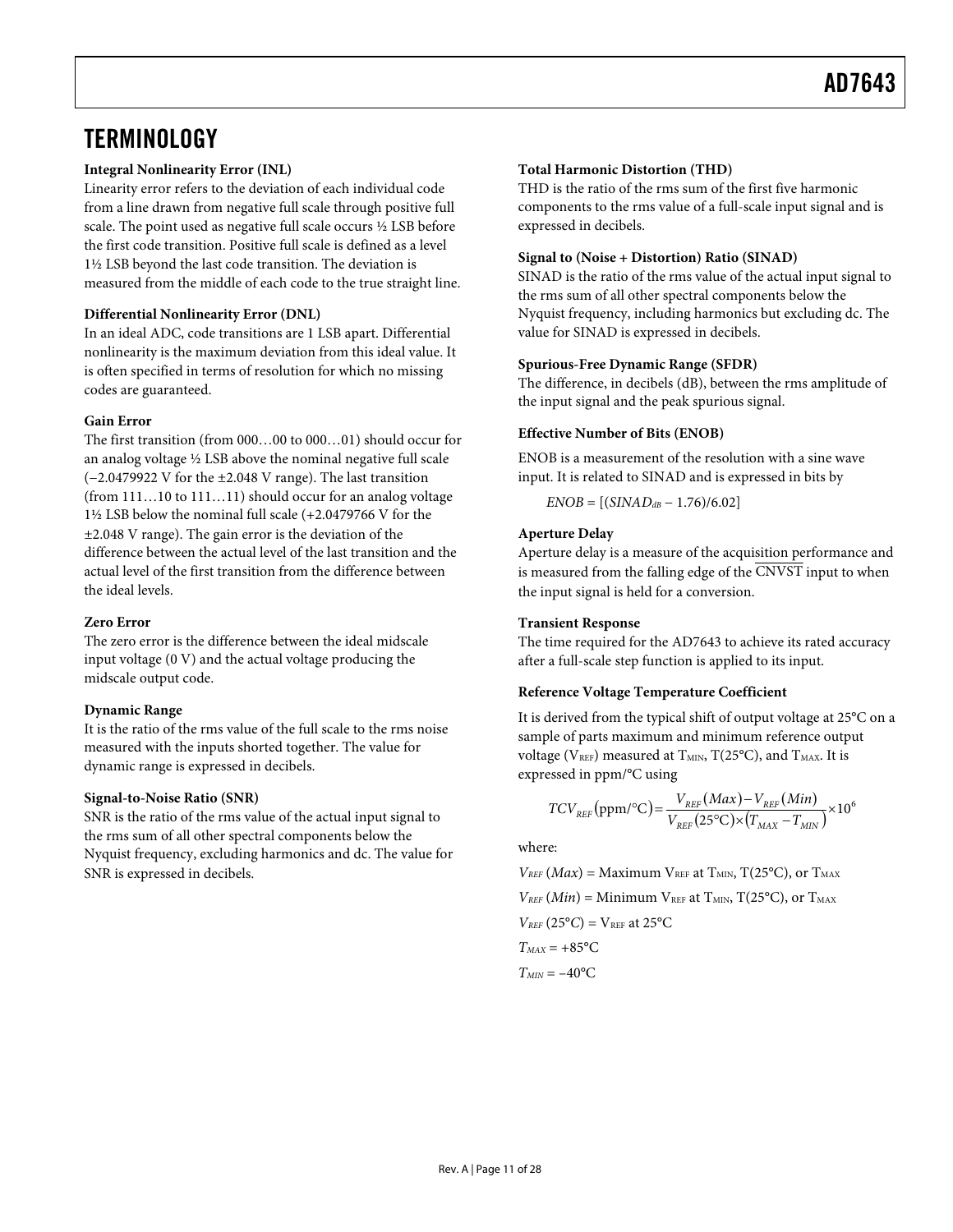# TERMINOLOGY

**Integral Nonlinearity Error (INL)**

Linearity error refers to the deviation of each individual code from a line drawn from negative full scale through positive full scale. The point used as negative full scale occurs ½ LSB before the first code transition. Positive full scale is defined as a level 1½ LSB beyond the last code transition. The deviation is measured from the middle of each code to the true straight line.

**Differential Nonlinearity Error (DNL)**

In an ideal ADC, code transitions are 1 LSB apart. Differential nonlinearity is the maximum deviation from this ideal value. It is often specified in terms of resolution for which no missing codes are guaranteed.

**Gain Error**

The first transition (from 000…00 to 000…01) should occur for an analog voltage ½ LSB above the nominal negative full scale (−2.0479922 V for the ±2.048 V range). The last transition (from 111…10 to 111…11) should occur for an analog voltage 1½ LSB below the nominal full scale (+2.0479766 V for the ±2.048 V range). The gain error is the deviation of the difference between the actual level of the last transition and the actual level of the first transition from the difference between the ideal levels.

**Zero Error**

The zero error is the difference between the ideal midscale input voltage (0 V) and the actual voltage producing the midscale output code.

**Dynamic Range**

It is the ratio of the rms value of the full scale to the rms noise measured with the inputs shorted together. The value for dynamic range is expressed in decibels.

**Signal-to-Noise Ratio (SNR)**

SNR is the ratio of the rms value of the actual input signal to the rms sum of all other spectral components below the Nyquist frequency, excluding harmonics and dc. The value for SNR is expressed in decibels.

**Total Harmonic Distortion (THD)**

THD is the ratio of the rms sum of the first five harmonic components to the rms value of a full-scale input signal and is expressed in decibels.

**Signal to (Noise + Distortion) Ratio (SINAD)**

SINAD is the ratio of the rms value of the actual input signal to the rms sum of all other spectral components below the Nyquist frequency, including harmonics but excluding dc. The value for SINAD is expressed in decibels.

**Spurious-Free Dynamic Range (SFDR)**

The difference, in decibels (dB), between the rms amplitude of the input signal and the peak spurious signal.

**Effective Number of Bits (ENOB)**

ENOB is a measurement of the resolution with a sine wave input. It is related to SINAD and is expressed in bits by

$$ENOB = [(SINAD_{dB} - 1.76)/6.02]$$

**Aperture Delay**

Aperture delay is a measure of the acquisition performance and is measured from the falling edge of the $\overline{\text{CNVST}}$ input to when the input signal is held for a conversion.

**Transient Response**

The time required for the AD7643 to achieve its rated accuracy after a full-scale step function is applied to its input.

**Reference Voltage Temperature Coefficient**

It is derived from the typical shift of output voltage at 25°C on a sample of parts maximum and minimum reference output voltage ($V_{REF}$) measured at $T_{MIN}$, T(25°C), and $T_{MAX}$. It is expressed in ppm/°C using

$$TCV_{REF}(\text{ppm/°C}) = \frac{V_{REF}(Max) - V_{REF}(Min)}{V_{REF}(25°\text{C}) \times (T_{MAX} - T_{MIN})} \times 10^6$$

where:

$V_{REF}(Max)$ = Maximum $V_{REF}$ at $T_{MIN}$, T(25°C), or $T_{MAX}$

$V_{REF}(Min)$ = Minimum $V_{REF}$ at $T_{MIN}$, T(25°C), or $T_{MAX}$

$V_{REF}(25°C)$ = $V_{REF}$ at 25°C

$T_{MAX}$ = +85°C

$T_{MIN}$ = −40°C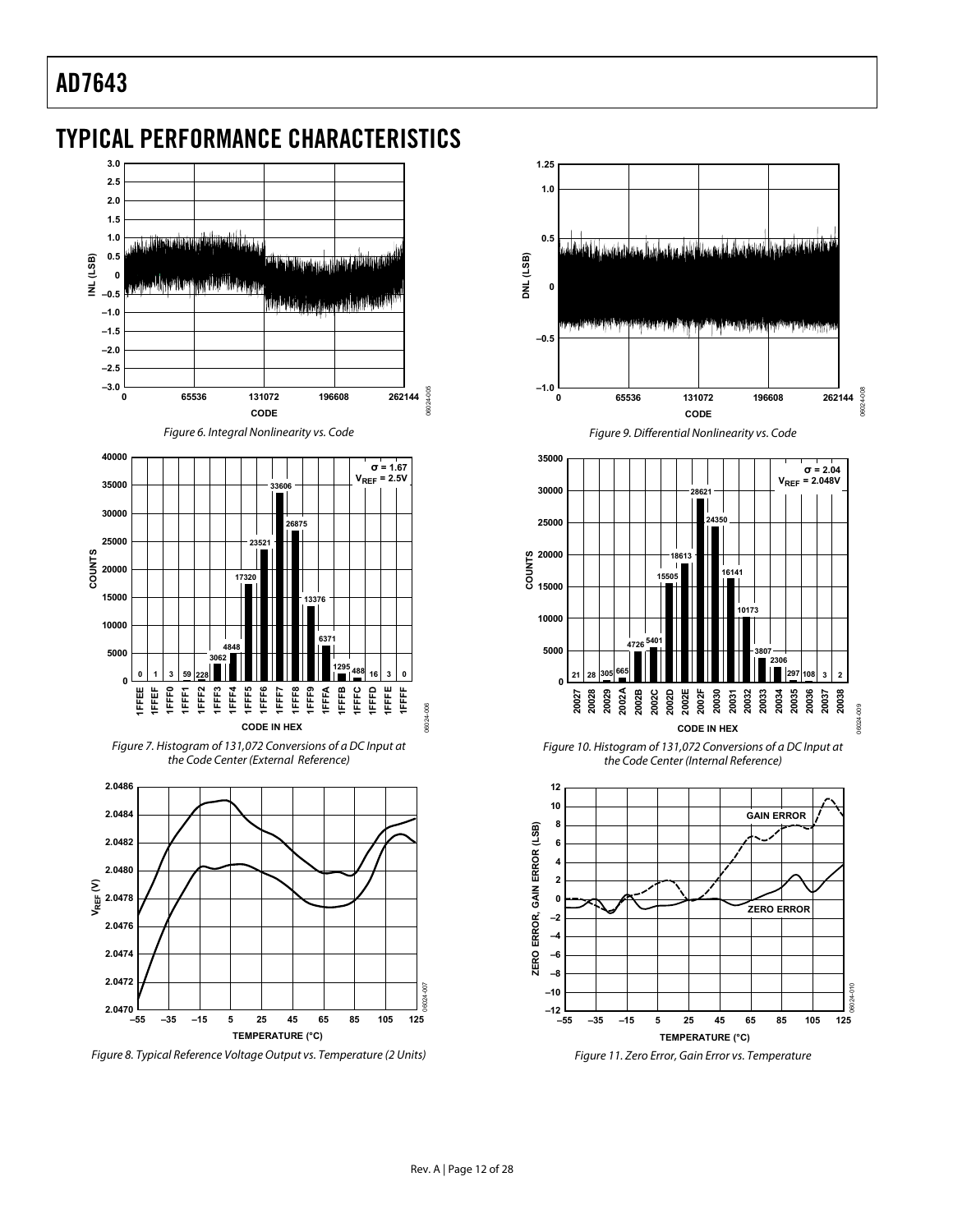## TYPICAL PERFORMANCE CHARACTERISTICS

Figure 6. Integral Nonlinearity vs. Code

Figure 7. Histogram of 131,072 Conversions of a DC Input at the Code Center (External Reference)

Figure 8. Typical Reference Voltage Output vs. Temperature (2 Units)

Figure 9. Differential Nonlinearity vs. Code

Figure 10. Histogram of 131,072 Conversions of a DC Input at the Code Center (Internal Reference)

Figure 11. Zero Error, Gain Error vs. Temperature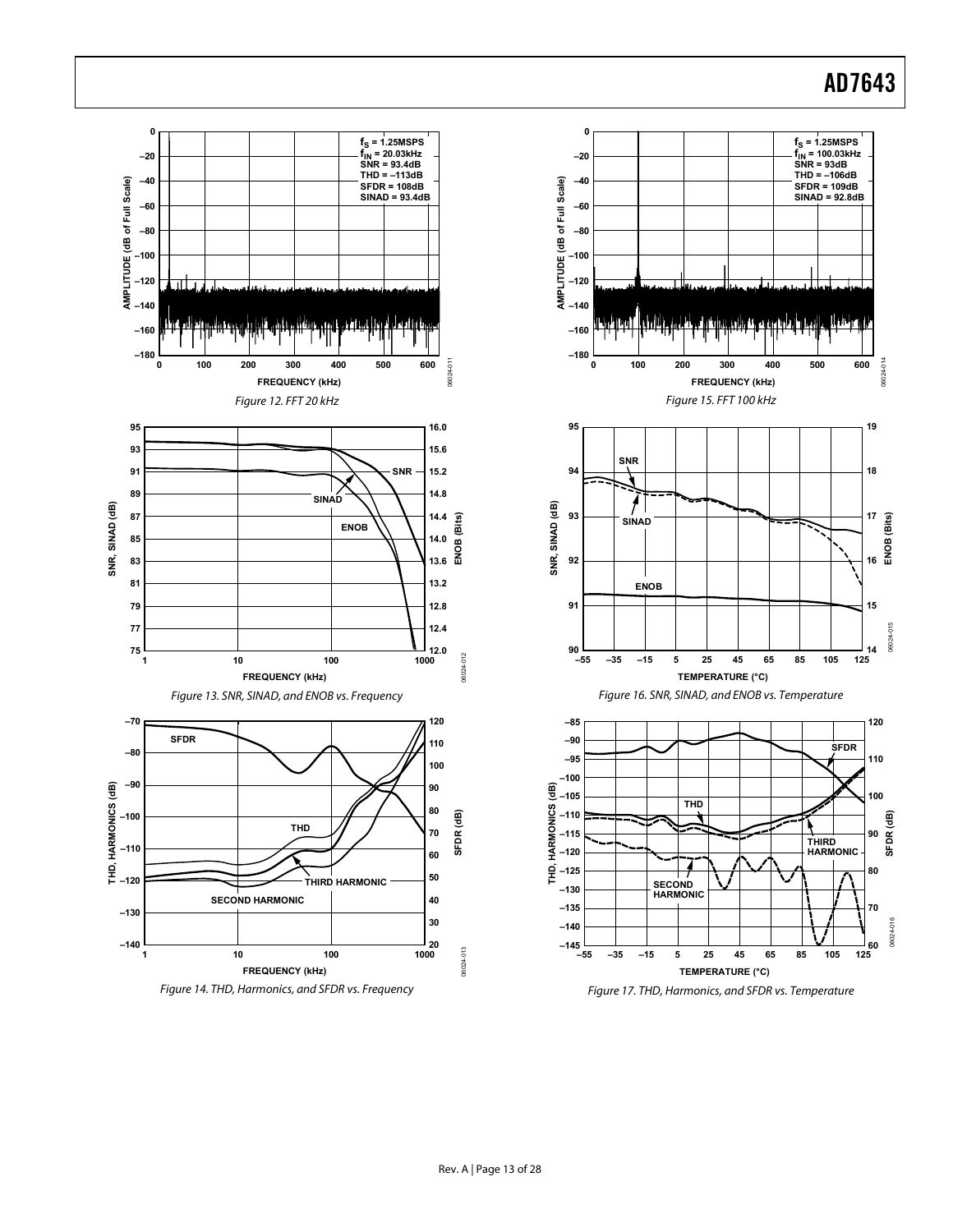Figure 12. FFT 20 kHz

Figure 13. SNR, SINAD, and ENOB vs. Frequency

Figure 14. THD, Harmonics, and SFDR vs. Frequency

Figure 15. FFT 100 kHz

Figure 16. SNR, SINAD, and ENOB vs. Temperature

Figure 17. THD, Harmonics, and SFDR vs. Temperature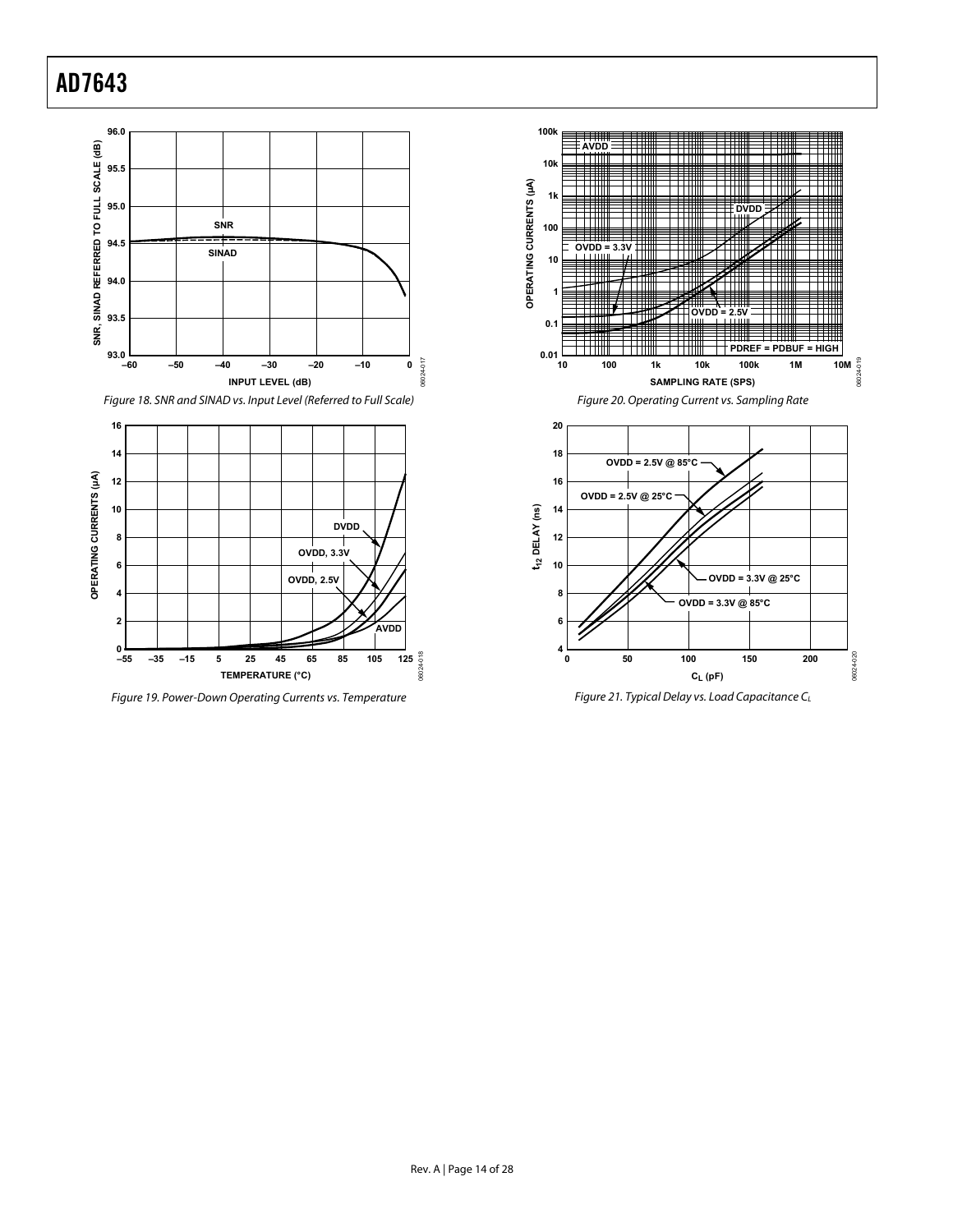Figure 18. SNR and SINAD vs. Input Level (Referred to Full Scale)

Figure 19. Power-Down Operating Currents vs. Temperature

Figure 20. Operating Current vs. Sampling Rate

Figure 21. Typical Delay vs. Load Capacitance $C_L$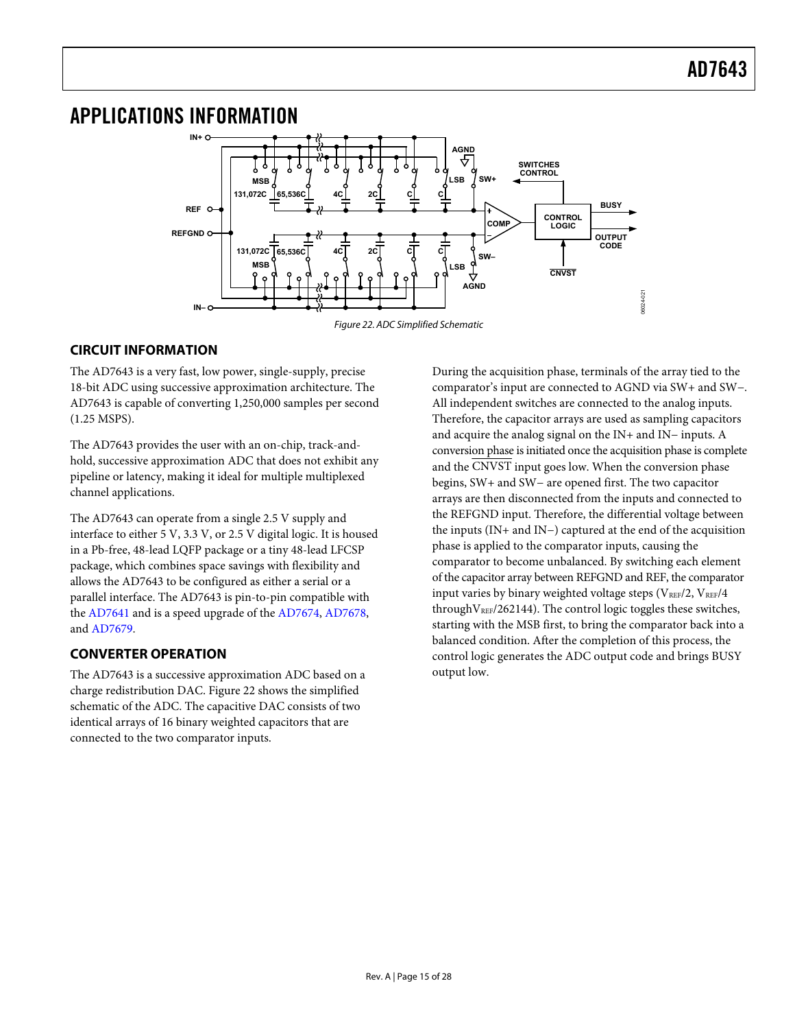# APPLICATIONS INFORMATION

Figure 22. ADC Simplified Schematic

## CIRCUIT INFORMATION

The AD7643 is a very fast, low power, single-supply, precise 18-bit ADC using successive approximation architecture. The AD7643 is capable of converting 1,250,000 samples per second (1.25 MSPS).

The AD7643 provides the user with an on-chip, track-and-hold, successive approximation ADC that does not exhibit any pipeline or latency, making it ideal for multiple multiplexed channel applications.

The AD7643 can operate from a single 2.5 V supply and interface to either 5 V, 3.3 V, or 2.5 V digital logic. It is housed in a Pb-free, 48-lead LQFP package or a tiny 48-lead LFCSP package, which combines space savings with flexibility and allows the AD7643 to be configured as either a serial or a parallel interface. The AD7643 is pin-to-pin compatible with the AD7641 and is a speed upgrade of the AD7674, AD7678, and AD7679.

## CONVERTER OPERATION

The AD7643 is a successive approximation ADC based on a charge redistribution DAC. Figure 22 shows the simplified schematic of the ADC. The capacitive DAC consists of two identical arrays of 16 binary weighted capacitors that are connected to the two comparator inputs.

During the acquisition phase, terminals of the array tied to the comparator's input are connected to AGND via SW+ and SW−. All independent switches are connected to the analog inputs. Therefore, the capacitor arrays are used as sampling capacitors and acquire the analog signal on the IN+ and IN− inputs. A conversion phase is initiated once the acquisition phase is complete and the $\overline{\text{CNVST}}$ input goes low. When the conversion phase begins, SW+ and SW− are opened first. The two capacitor arrays are then disconnected from the inputs and connected to the REFGND input. Therefore, the differential voltage between the inputs (IN+ and IN−) captured at the end of the acquisition phase is applied to the comparator inputs, causing the comparator to become unbalanced. By switching each element of the capacitor array between REFGND and REF, the comparator input varies by binary weighted voltage steps ($V_{REF}/2$, $V_{REF}/4$ through $V_{REF}/262144$). The control logic toggles these switches, starting with the MSB first, to bring the comparator back into a balanced condition. After the completion of this process, the control logic generates the ADC output code and brings BUSY output low.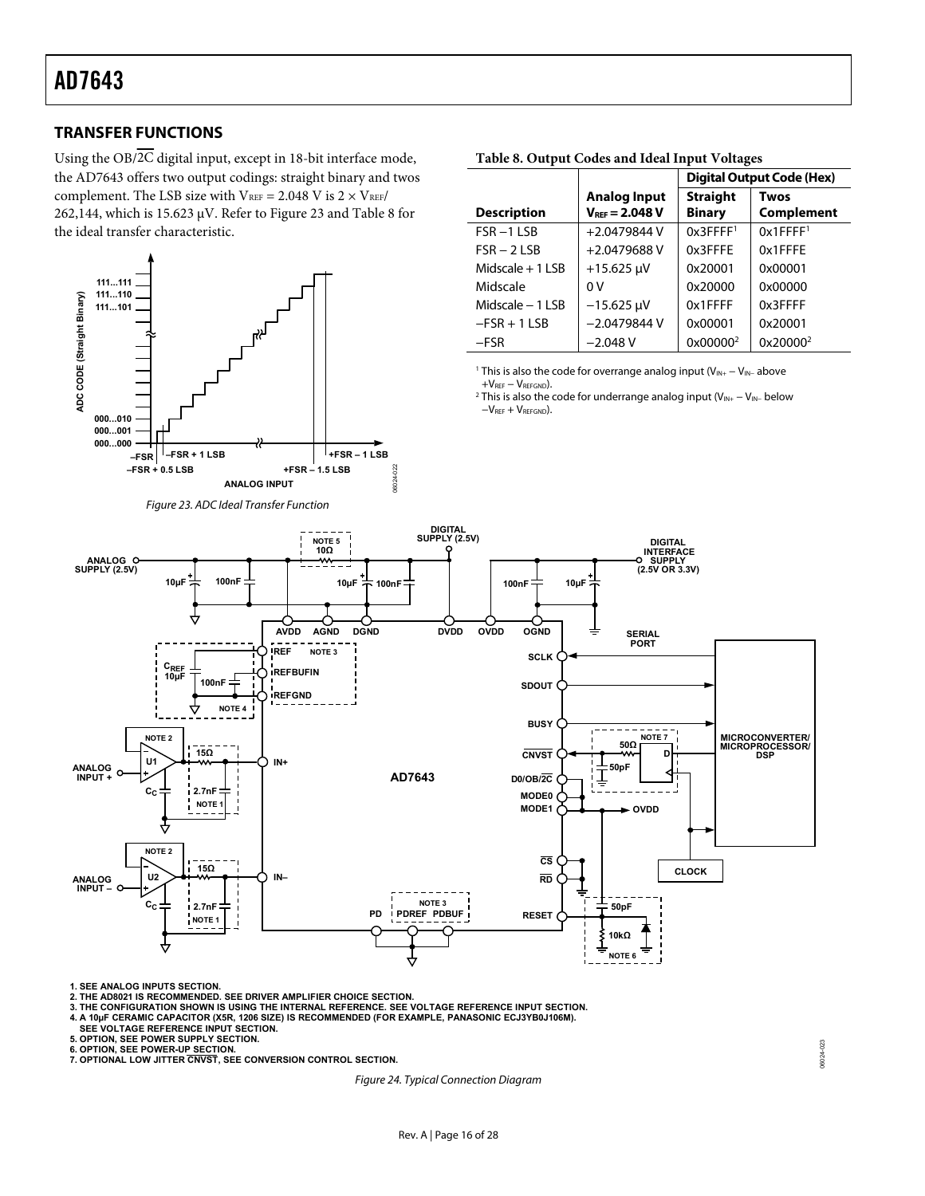## TRANSFER FUNCTIONS

Using the OB/$\overline{2C}$ digital input, except in 18-bit interface mode, the AD7643 offers two output codings: straight binary and twos complement. The LSB size with $V_{REF}$ = 2.048 V is 2 × $V_{REF}$/ 262,144, which is 15.623 µV. Refer to Figure 23 and Table 8 for the ideal transfer characteristic.

Figure 23. ADC Ideal Transfer Function

**Table 8. Output Codes and Ideal Input Voltages**

| Description | Analog Input $V_{REF}$ = 2.048 V | Digital Output Code (Hex) Straight Binary | Twos Complement |
|---|---|---|---|
| FSR −1 LSB | +2.0479844 V | 0x3FFFF[1] | 0x1FFFF[1] |
| FSR − 2 LSB | +2.0479688 V | 0x3FFFE | 0x1FFFE |
| Midscale + 1 LSB | +15.625 µV | 0x20001 | 0x00001 |
| Midscale | 0 V | 0x20000 | 0x00000 |
| Midscale – 1 LSB | −15.625 µV | 0x1FFFF | 0x3FFFF |
| −FSR + 1 LSB | −2.0479844 V | 0x00001 | 0x20001 |
| −FSR | −2.048 V | 0x00000[2] | 0x20000[2] |

[1] This is also the code for overrange analog input ($V_{IN+} - V_{IN-}$ above $+V_{REF} - V_{REFGND}$).

[2] This is also the code for underrange analog input ($V_{IN+} - V_{IN-}$ below $-V_{REF} + V_{REFGND}$).

1. SEE ANALOG INPUTS SECTION.
2. THE AD8021 IS RECOMMENDED. SEE DRIVER AMPLIFIER CHOICE SECTION.
3. THE CONFIGURATION SHOWN IS USING THE INTERNAL REFERENCE. SEE VOLTAGE REFERENCE INPUT SECTION.
4. A 10µF CERAMIC CAPACITOR (X5R, 1206 SIZE) IS RECOMMENDED (FOR EXAMPLE, PANASONIC ECJ3YB0J106M). SEE VOLTAGE REFERENCE INPUT SECTION.
5. OPTION, SEE POWER SUPPLY SECTION.
6. OPTION, SEE POWER-UP SECTION.
7. OPTIONAL LOW JITTER $\overline{CNVST}$, SEE CONVERSION CONTROL SECTION.

Figure 24. Typical Connection Diagram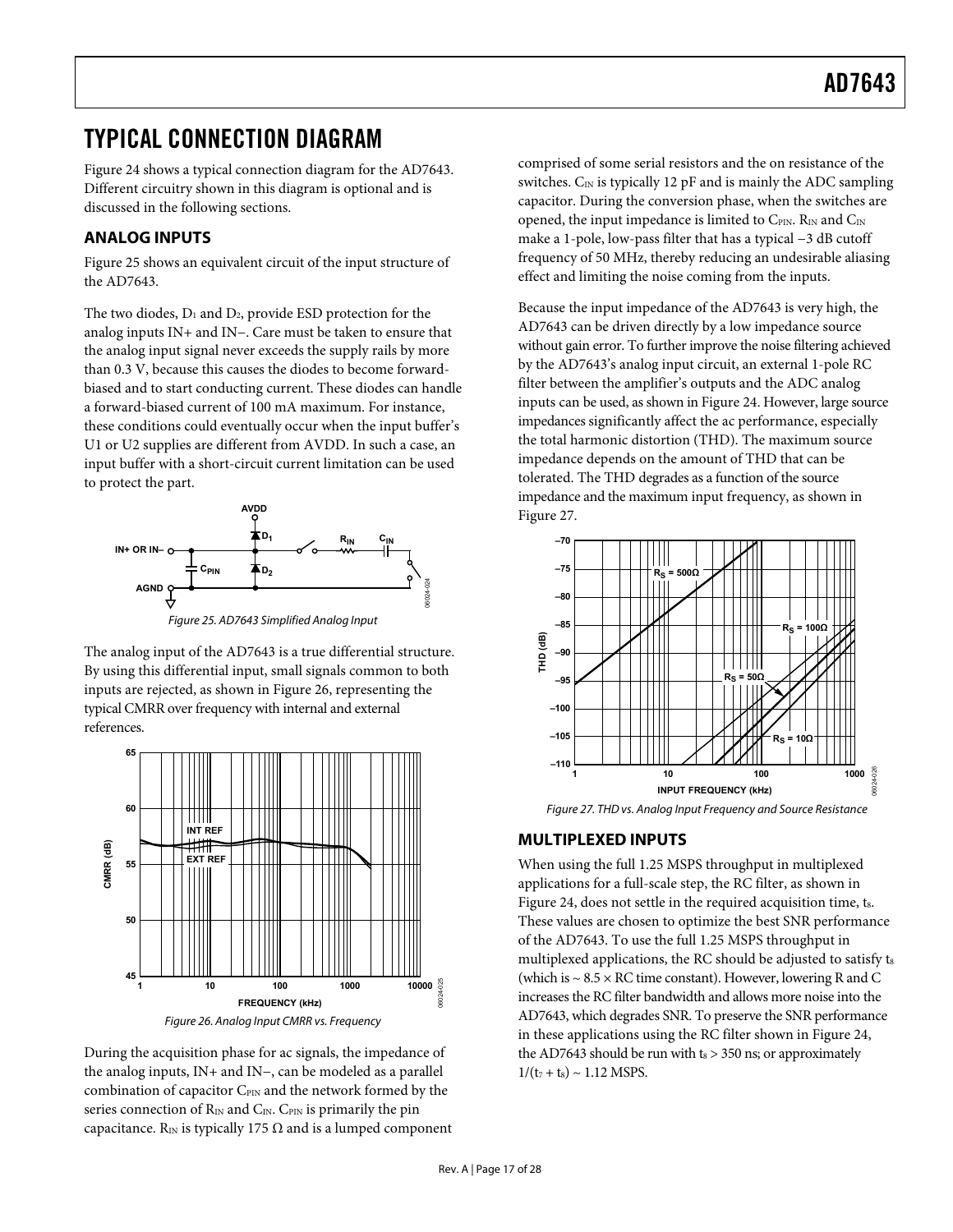# TYPICAL CONNECTION DIAGRAM

Figure 24 shows a typical connection diagram for the AD7643. Different circuitry shown in this diagram is optional and is discussed in the following sections.

## ANALOG INPUTS

Figure 25 shows an equivalent circuit of the input structure of the AD7643.

The two diodes, $D_1$ and $D_2$, provide ESD protection for the analog inputs IN+ and IN−. Care must be taken to ensure that the analog input signal never exceeds the supply rails by more than 0.3 V, because this causes the diodes to become forward-biased and to start conducting current. These diodes can handle a forward-biased current of 100 mA maximum. For instance, these conditions could eventually occur when the input buffer's U1 or U2 supplies are different from AVDD. In such a case, an input buffer with a short-circuit current limitation can be used to protect the part.

Figure 25. AD7643 Simplified Analog Input

The analog input of the AD7643 is a true differential structure. By using this differential input, small signals common to both inputs are rejected, as shown in Figure 26, representing the typical CMRR over frequency with internal and external references.

Figure 26. Analog Input CMRR vs. Frequency

During the acquisition phase for ac signals, the impedance of the analog inputs, IN+ and IN−, can be modeled as a parallel combination of capacitor $C_{PIN}$ and the network formed by the series connection of $R_{IN}$ and $C_{IN}$. $C_{PIN}$ is primarily the pin capacitance. $R_{IN}$ is typically 175 Ω and is a lumped component comprised of some serial resistors and the on resistance of the switches. $C_{IN}$ is typically 12 pF and is mainly the ADC sampling capacitor. During the conversion phase, when the switches are opened, the input impedance is limited to $C_{PIN}$. $R_{IN}$ and $C_{IN}$ make a 1-pole, low-pass filter that has a typical −3 dB cutoff frequency of 50 MHz, thereby reducing an undesirable aliasing effect and limiting the noise coming from the inputs.

Because the input impedance of the AD7643 is very high, the AD7643 can be driven directly by a low impedance source without gain error. To further improve the noise filtering achieved by the AD7643's analog input circuit, an external 1-pole RC filter between the amplifier's outputs and the ADC analog inputs can be used, as shown in Figure 24. However, large source impedances significantly affect the ac performance, especially the total harmonic distortion (THD). The maximum source impedance depends on the amount of THD that can be tolerated. The THD degrades as a function of the source impedance and the maximum input frequency, as shown in Figure 27.

Figure 27. THD vs. Analog Input Frequency and Source Resistance

## MULTIPLEXED INPUTS

When using the full 1.25 MSPS throughput in multiplexed applications for a full-scale step, the RC filter, as shown in Figure 24, does not settle in the required acquisition time, $t_8$. These values are chosen to optimize the best SNR performance of the AD7643. To use the full 1.25 MSPS throughput in multiplexed applications, the RC should be adjusted to satisfy $t_8$ (which is ~ 8.5 × RC time constant). However, lowering R and C increases the RC filter bandwidth and allows more noise into the AD7643, which degrades SNR. To preserve the SNR performance in these applications using the RC filter shown in Figure 24, the AD7643 should be run with $t_8$ > 350 ns; or approximately $1/(t_7 + t_8)$ ~ 1.12 MSPS.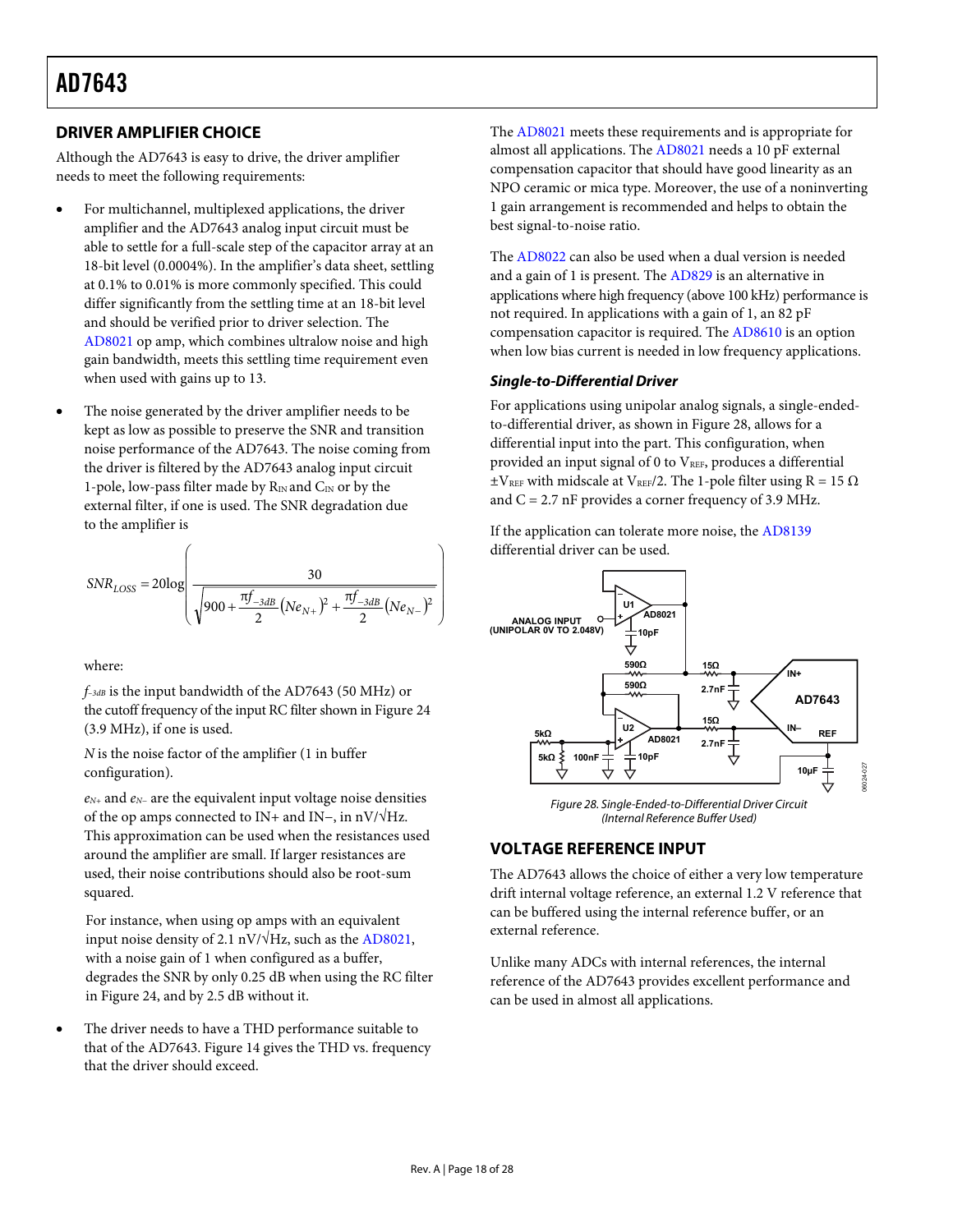## DRIVER AMPLIFIER CHOICE

Although the AD7643 is easy to drive, the driver amplifier needs to meet the following requirements:

- For multichannel, multiplexed applications, the driver amplifier and the AD7643 analog input circuit must be able to settle for a full-scale step of the capacitor array at an 18-bit level (0.0004%). In the amplifier's data sheet, settling at 0.1% to 0.01% is more commonly specified. This could differ significantly from the settling time at an 18-bit level and should be verified prior to driver selection. The AD8021 op amp, which combines ultralow noise and high gain bandwidth, meets this settling time requirement even when used with gains up to 13.

- The noise generated by the driver amplifier needs to be kept as low as possible to preserve the SNR and transition noise performance of the AD7643. The noise coming from the driver is filtered by the AD7643 analog input circuit 1-pole, low-pass filter made by $R_{IN}$ and $C_{IN}$ or by the external filter, if one is used. The SNR degradation due to the amplifier is

$$SNR_{LOSS} = 20\log\left(\frac{30}{\sqrt{900 + \frac{\pi f_{-3dB}}{2}(Ne_{N+})^2 + \frac{\pi f_{-3dB}}{2}(Ne_{N-})^2}}\right)$$

  where:

  $f_{-3dB}$ is the input bandwidth of the AD7643 (50 MHz) or the cutoff frequency of the input RC filter shown in Figure 24 (3.9 MHz), if one is used.

  $N$ is the noise factor of the amplifier (1 in buffer configuration).

  $e_{N+}$ and $e_{N-}$ are the equivalent input voltage noise densities of the op amps connected to IN+ and IN−, in nV/√Hz. This approximation can be used when the resistances used around the amplifier are small. If larger resistances are used, their noise contributions should also be root-sum squared.

  For instance, when using op amps with an equivalent input noise density of 2.1 nV/√Hz, such as the AD8021, with a noise gain of 1 when configured as a buffer, degrades the SNR by only 0.25 dB when using the RC filter in Figure 24, and by 2.5 dB without it.

- The driver needs to have a THD performance suitable to that of the AD7643. Figure 14 gives the THD vs. frequency that the driver should exceed.

The AD8021 meets these requirements and is appropriate for almost all applications. The AD8021 needs a 10 pF external compensation capacitor that should have good linearity as an NPO ceramic or mica type. Moreover, the use of a noninverting 1 gain arrangement is recommended and helps to obtain the best signal-to-noise ratio.

The AD8022 can also be used when a dual version is needed and a gain of 1 is present. The AD829 is an alternative in applications where high frequency (above 100 kHz) performance is not required. In applications with a gain of 1, an 82 pF compensation capacitor is required. The AD8610 is an option when low bias current is needed in low frequency applications.

### Single-to-Differential Driver

For applications using unipolar analog signals, a single-ended-to-differential driver, as shown in Figure 28, allows for a differential input into the part. This configuration, when provided an input signal of 0 to $V_{REF}$, produces a differential ±$V_{REF}$ with midscale at $V_{REF}$/2. The 1-pole filter using R = 15 Ω and C = 2.7 nF provides a corner frequency of 3.9 MHz.

If the application can tolerate more noise, the AD8139 differential driver can be used.

Figure 28. Single-Ended-to-Differential Driver Circuit (Internal Reference Buffer Used)

## VOLTAGE REFERENCE INPUT

The AD7643 allows the choice of either a very low temperature drift internal voltage reference, an external 1.2 V reference that can be buffered using the internal reference buffer, or an external reference.

Unlike many ADCs with internal references, the internal reference of the AD7643 provides excellent performance and can be used in almost all applications.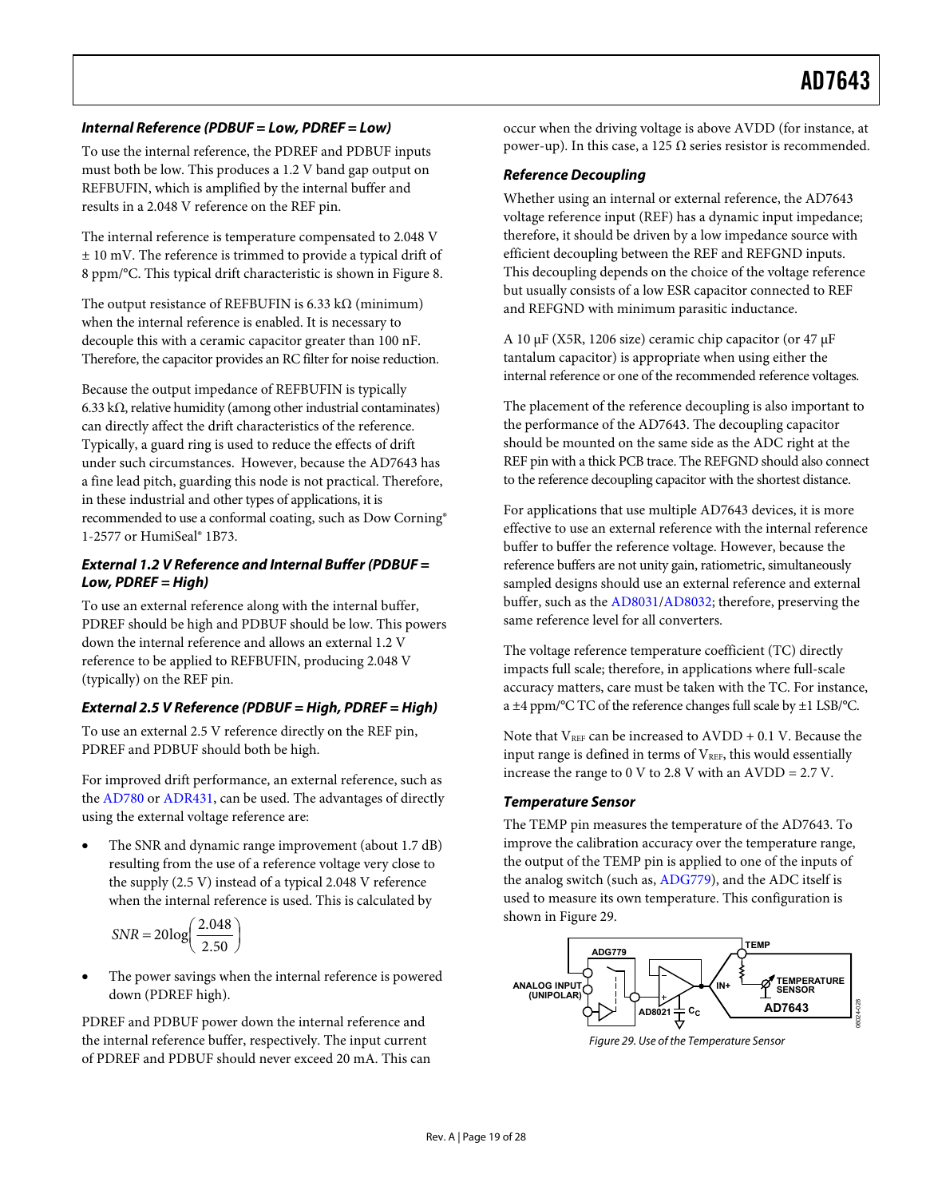### Internal Reference (PDBUF = Low, PDREF = Low)

To use the internal reference, the PDREF and PDBUF inputs must both be low. This produces a 1.2 V band gap output on REFBUFIN, which is amplified by the internal buffer and results in a 2.048 V reference on the REF pin.

The internal reference is temperature compensated to 2.048 V ± 10 mV. The reference is trimmed to provide a typical drift of 8 ppm/°C. This typical drift characteristic is shown in Figure 8.

The output resistance of REFBUFIN is 6.33 kΩ (minimum) when the internal reference is enabled. It is necessary to decouple this with a ceramic capacitor greater than 100 nF. Therefore, the capacitor provides an RC filter for noise reduction.

Because the output impedance of REFBUFIN is typically 6.33 kΩ, relative humidity (among other industrial contaminates) can directly affect the drift characteristics of the reference. Typically, a guard ring is used to reduce the effects of drift under such circumstances. However, because the AD7643 has a fine lead pitch, guarding this node is not practical. Therefore, in these industrial and other types of applications, it is recommended to use a conformal coating, such as Dow Corning® 1-2577 or HumiSeal® 1B73.

### External 1.2 V Reference and Internal Buffer (PDBUF = Low, PDREF = High)

To use an external reference along with the internal buffer, PDREF should be high and PDBUF should be low. This powers down the internal reference and allows an external 1.2 V reference to be applied to REFBUFIN, producing 2.048 V (typically) on the REF pin.

### External 2.5 V Reference (PDBUF = High, PDREF = High)

To use an external 2.5 V reference directly on the REF pin, PDREF and PDBUF should both be high.

For improved drift performance, an external reference, such as the AD780 or ADR431, can be used. The advantages of directly using the external voltage reference are:

- The SNR and dynamic range improvement (about 1.7 dB) resulting from the use of a reference voltage very close to the supply (2.5 V) instead of a typical 2.048 V reference when the internal reference is used. This is calculated by

$$SNR = 20\log\left(\frac{2.048}{2.50}\right)$$

- The power savings when the internal reference is powered down (PDREF high).

PDREF and PDBUF power down the internal reference and the internal reference buffer, respectively. The input current of PDREF and PDBUF should never exceed 20 mA. This can occur when the driving voltage is above AVDD (for instance, at power-up). In this case, a 125 Ω series resistor is recommended.

### Reference Decoupling

Whether using an internal or external reference, the AD7643 voltage reference input (REF) has a dynamic input impedance; therefore, it should be driven by a low impedance source with efficient decoupling between the REF and REFGND inputs. This decoupling depends on the choice of the voltage reference but usually consists of a low ESR capacitor connected to REF and REFGND with minimum parasitic inductance.

A 10 µF (X5R, 1206 size) ceramic chip capacitor (or 47 µF tantalum capacitor) is appropriate when using either the internal reference or one of the recommended reference voltages.

The placement of the reference decoupling is also important to the performance of the AD7643. The decoupling capacitor should be mounted on the same side as the ADC right at the REF pin with a thick PCB trace. The REFGND should also connect to the reference decoupling capacitor with the shortest distance.

For applications that use multiple AD7643 devices, it is more effective to use an external reference with the internal reference buffer to buffer the reference voltage. However, because the reference buffers are not unity gain, ratiometric, simultaneously sampled designs should use an external reference and external buffer, such as the AD8031/AD8032; therefore, preserving the same reference level for all converters.

The voltage reference temperature coefficient (TC) directly impacts full scale; therefore, in applications where full-scale accuracy matters, care must be taken with the TC. For instance, a ±4 ppm/°C TC of the reference changes full scale by ±1 LSB/°C.

Note that $V_{REF}$ can be increased to AVDD + 0.1 V. Because the input range is defined in terms of $V_{REF}$, this would essentially increase the range to 0 V to 2.8 V with an AVDD = 2.7 V.

### Temperature Sensor

The TEMP pin measures the temperature of the AD7643. To improve the calibration accuracy over the temperature range, the output of the TEMP pin is applied to one of the inputs of the analog switch (such as, ADG779), and the ADC itself is used to measure its own temperature. This configuration is shown in Figure 29.

Figure 29. Use of the Temperature Sensor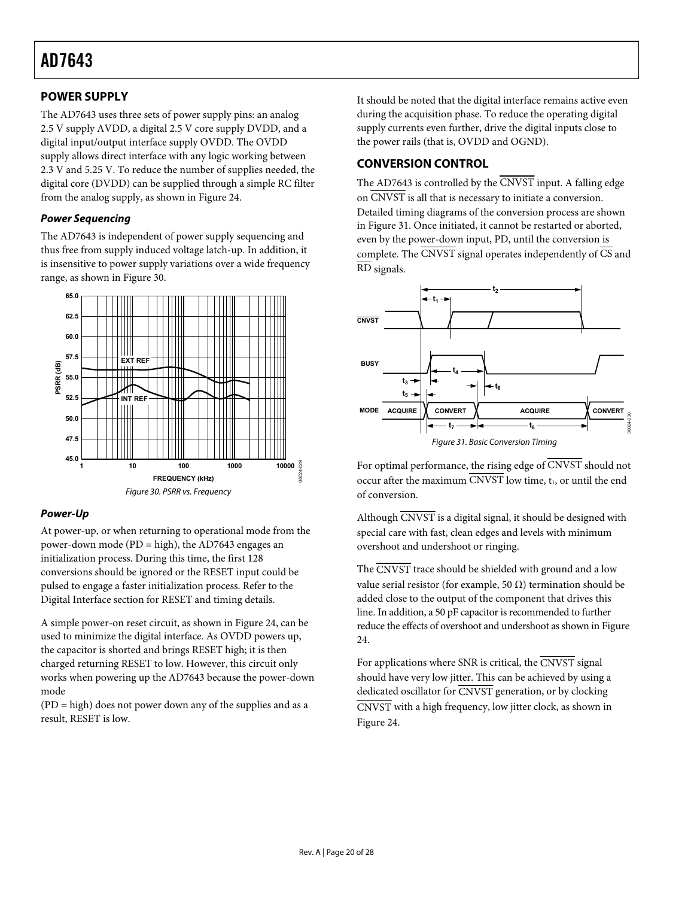## POWER SUPPLY

The AD7643 uses three sets of power supply pins: an analog 2.5 V supply AVDD, a digital 2.5 V core supply DVDD, and a digital input/output interface supply OVDD. The OVDD supply allows direct interface with any logic working between 2.3 V and 5.25 V. To reduce the number of supplies needed, the digital core (DVDD) can be supplied through a simple RC filter from the analog supply, as shown in Figure 24.

### Power Sequencing

The AD7643 is independent of power supply sequencing and thus free from supply induced voltage latch-up. In addition, it is insensitive to power supply variations over a wide frequency range, as shown in Figure 30.

*Figure 30. PSRR vs. Frequency*

### Power-Up

At power-up, or when returning to operational mode from the power-down mode (PD = high), the AD7643 engages an initialization process. During this time, the first 128 conversions should be ignored or the RESET input could be pulsed to engage a faster initialization process. Refer to the Digital Interface section for RESET and timing details.

A simple power-on reset circuit, as shown in Figure 24, can be used to minimize the digital interface. As OVDD powers up, the capacitor is shorted and brings RESET high; it is then charged returning RESET to low. However, this circuit only works when powering up the AD7643 because the power-down mode (PD = high) does not power down any of the supplies and as a result, RESET is low.

It should be noted that the digital interface remains active even during the acquisition phase. To reduce the operating digital supply currents even further, drive the digital inputs close to the power rails (that is, OVDD and OGND).

## CONVERSION CONTROL

The AD7643 is controlled by the $\overline{\text{CNVST}}$ input. A falling edge on $\overline{\text{CNVST}}$ is all that is necessary to initiate a conversion. Detailed timing diagrams of the conversion process are shown in Figure 31. Once initiated, it cannot be restarted or aborted, even by the power-down input, PD, until the conversion is complete. The $\overline{\text{CNVST}}$ signal operates independently of $\overline{\text{CS}}$ and $\overline{\text{RD}}$ signals.

*Figure 31. Basic Conversion Timing*

For optimal performance, the rising edge of $\overline{\text{CNVST}}$ should not occur after the maximum $\overline{\text{CNVST}}$ low time, $t_1$, or until the end of conversion.

Although $\overline{\text{CNVST}}$ is a digital signal, it should be designed with special care with fast, clean edges and levels with minimum overshoot and undershoot or ringing.

The $\overline{\text{CNVST}}$ trace should be shielded with ground and a low value serial resistor (for example, 50 Ω) termination should be added close to the output of the component that drives this line. In addition, a 50 pF capacitor is recommended to further reduce the effects of overshoot and undershoot as shown in Figure 24.

For applications where SNR is critical, the $\overline{\text{CNVST}}$ signal should have very low jitter. This can be achieved by using a dedicated oscillator for $\overline{\text{CNVST}}$ generation, or by clocking $\overline{\text{CNVST}}$ with a high frequency, low jitter clock, as shown in Figure 24.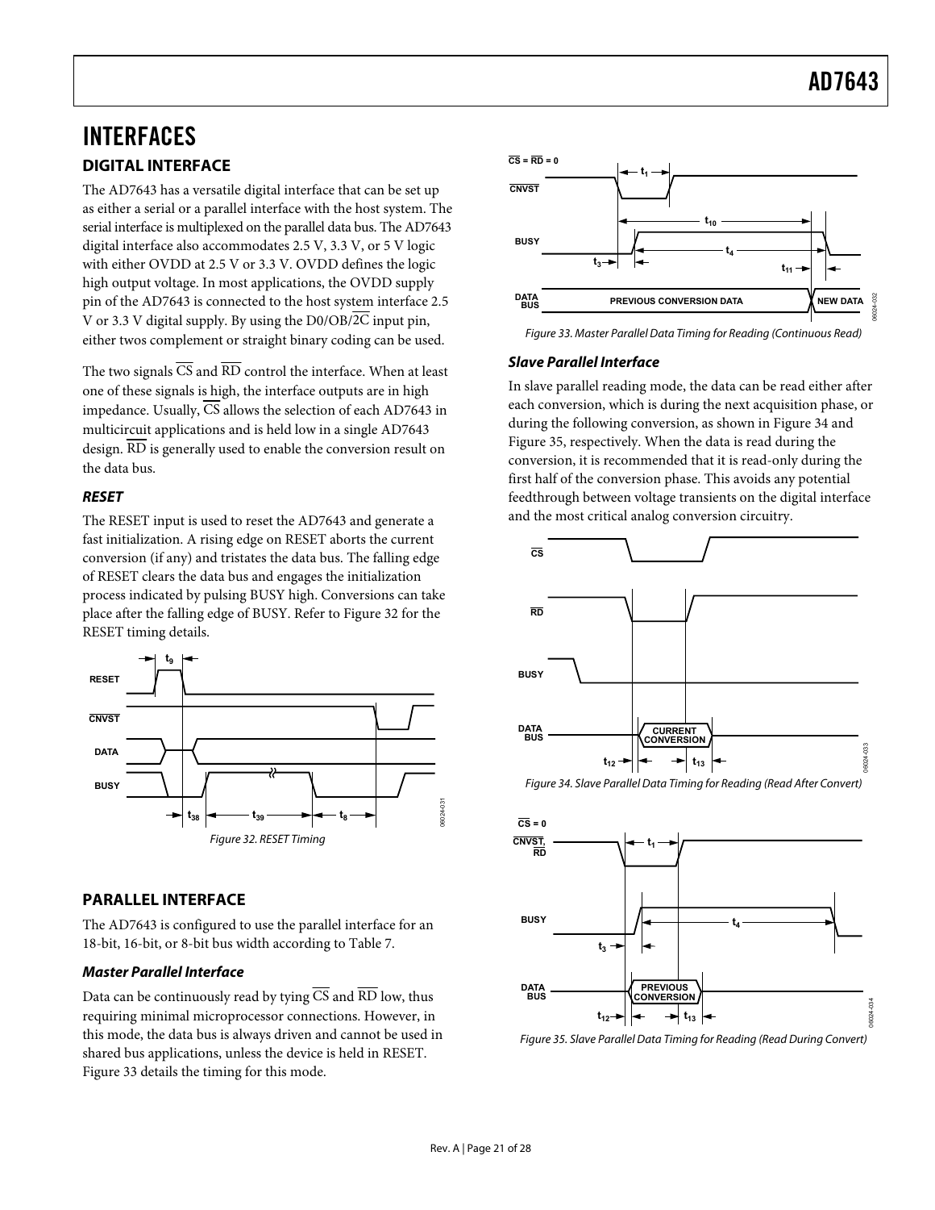# INTERFACES

## DIGITAL INTERFACE

The AD7643 has a versatile digital interface that can be set up as either a serial or a parallel interface with the host system. The serial interface is multiplexed on the parallel data bus. The AD7643 digital interface also accommodates 2.5 V, 3.3 V, or 5 V logic with either OVDD at 2.5 V or 3.3 V. OVDD defines the logic high output voltage. In most applications, the OVDD supply pin of the AD7643 is connected to the host system interface 2.5 V or 3.3 V digital supply. By using the D0/OB/$\overline{2C}$ input pin, either twos complement or straight binary coding can be used.

The two signals $\overline{CS}$ and $\overline{RD}$ control the interface. When at least one of these signals is high, the interface outputs are in high impedance. Usually, $\overline{CS}$ allows the selection of each AD7643 in multicircuit applications and is held low in a single AD7643 design. $\overline{RD}$ is generally used to enable the conversion result on the data bus.

### *RESET*

The RESET input is used to reset the AD7643 and generate a fast initialization. A rising edge on RESET aborts the current conversion (if any) and tristates the data bus. The falling edge of RESET clears the data bus and engages the initialization process indicated by pulsing BUSY high. Conversions can take place after the falling edge of BUSY. Refer to Figure 32 for the RESET timing details.

*Figure 32. RESET Timing*

## PARALLEL INTERFACE

The AD7643 is configured to use the parallel interface for an 18-bit, 16-bit, or 8-bit bus width according to Table 7.

### *Master Parallel Interface*

Data can be continuously read by tying $\overline{CS}$ and $\overline{RD}$ low, thus requiring minimal microprocessor connections. However, in this mode, the data bus is always driven and cannot be used in shared bus applications, unless the device is held in RESET. Figure 33 details the timing for this mode.

*Figure 33. Master Parallel Data Timing for Reading (Continuous Read)*

### *Slave Parallel Interface*

In slave parallel reading mode, the data can be read either after each conversion, which is during the next acquisition phase, or during the following conversion, as shown in Figure 34 and Figure 35, respectively. When the data is read during the conversion, it is recommended that it is read-only during the first half of the conversion phase. This avoids any potential feedthrough between voltage transients on the digital interface and the most critical analog conversion circuitry.

*Figure 34. Slave Parallel Data Timing for Reading (Read After Convert)*

*Figure 35. Slave Parallel Data Timing for Reading (Read During Convert)*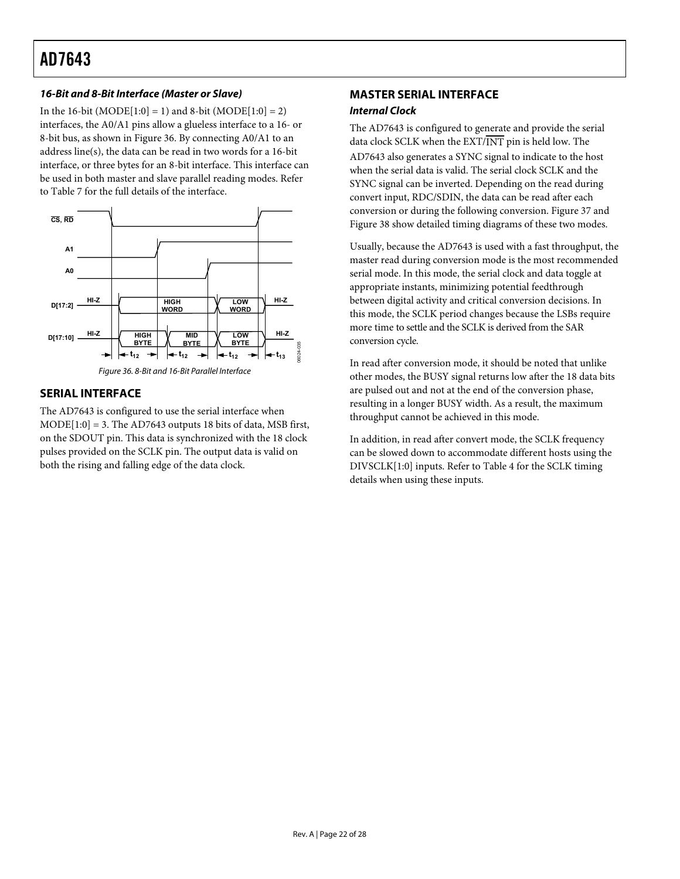### *16-Bit and 8-Bit Interface (Master or Slave)*

In the 16-bit (MODE[1:0] = 1) and 8-bit (MODE[1:0] = 2) interfaces, the A0/A1 pins allow a glueless interface to a 16- or 8-bit bus, as shown in Figure 36. By connecting A0/A1 to an address line(s), the data can be read in two words for a 16-bit interface, or three bytes for an 8-bit interface. This interface can be used in both master and slave parallel reading modes. Refer to Table 7 for the full details of the interface.

*Figure 36. 8-Bit and 16-Bit Parallel Interface*

## SERIAL INTERFACE

The AD7643 is configured to use the serial interface when MODE[1:0] = 3. The AD7643 outputs 18 bits of data, MSB first, on the SDOUT pin. This data is synchronized with the 18 clock pulses provided on the SCLK pin. The output data is valid on both the rising and falling edge of the data clock.

## MASTER SERIAL INTERFACE

### *Internal Clock*

The AD7643 is configured to generate and provide the serial data clock SCLK when the EXT/$\overline{\text{INT}}$ pin is held low. The AD7643 also generates a SYNC signal to indicate to the host when the serial data is valid. The serial clock SCLK and the SYNC signal can be inverted. Depending on the read during convert input, RDC/SDIN, the data can be read after each conversion or during the following conversion. Figure 37 and Figure 38 show detailed timing diagrams of these two modes.

Usually, because the AD7643 is used with a fast throughput, the master read during conversion mode is the most recommended serial mode. In this mode, the serial clock and data toggle at appropriate instants, minimizing potential feedthrough between digital activity and critical conversion decisions. In this mode, the SCLK period changes because the LSBs require more time to settle and the SCLK is derived from the SAR conversion cycle.

In read after conversion mode, it should be noted that unlike other modes, the BUSY signal returns low after the 18 data bits are pulsed out and not at the end of the conversion phase, resulting in a longer BUSY width. As a result, the maximum throughput cannot be achieved in this mode.

In addition, in read after convert mode, the SCLK frequency can be slowed down to accommodate different hosts using the DIVSCLK[1:0] inputs. Refer to Table 4 for the SCLK timing details when using these inputs.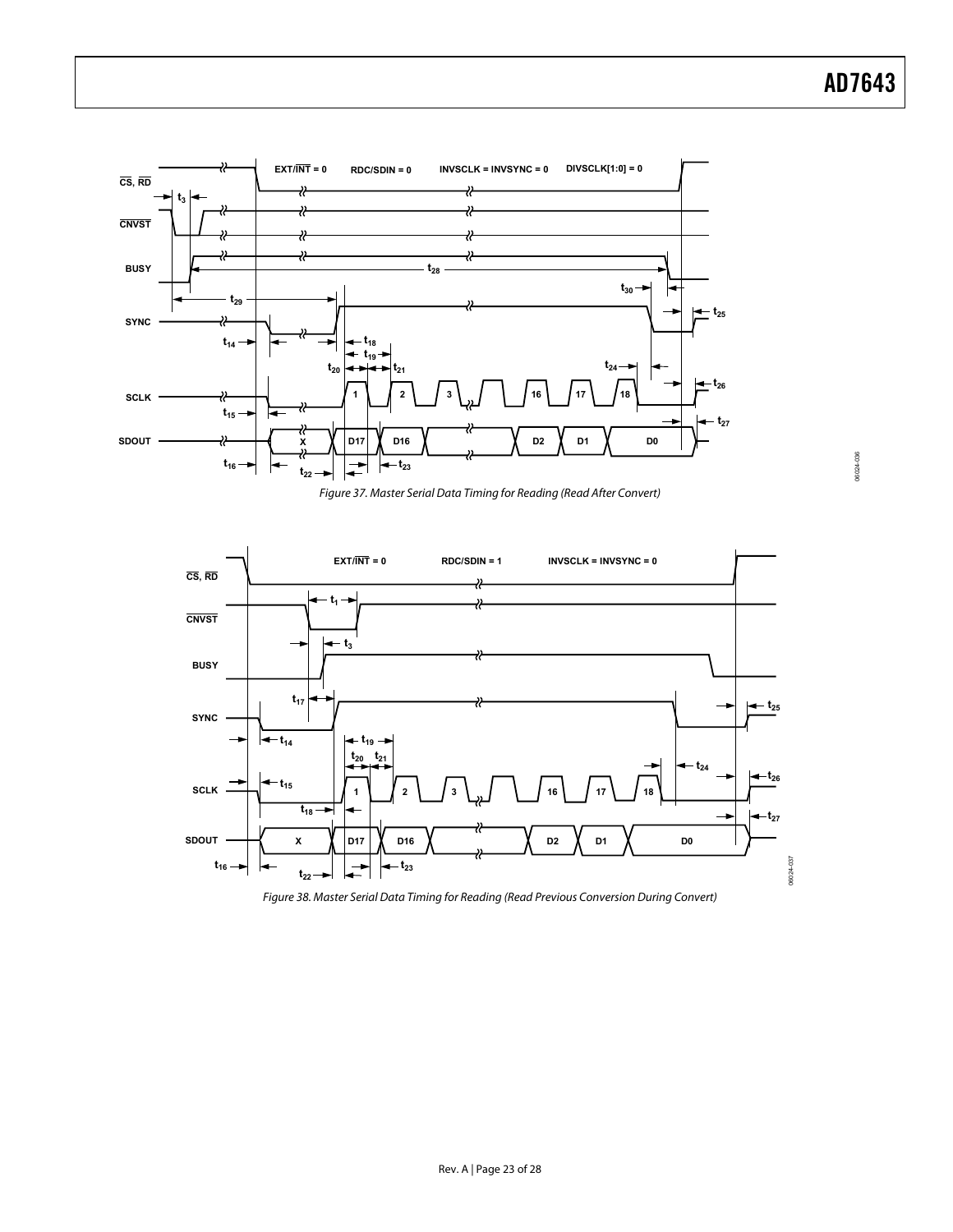Figure 37. Master Serial Data Timing for Reading (Read After Convert)

Figure 38. Master Serial Data Timing for Reading (Read Previous Conversion During Convert)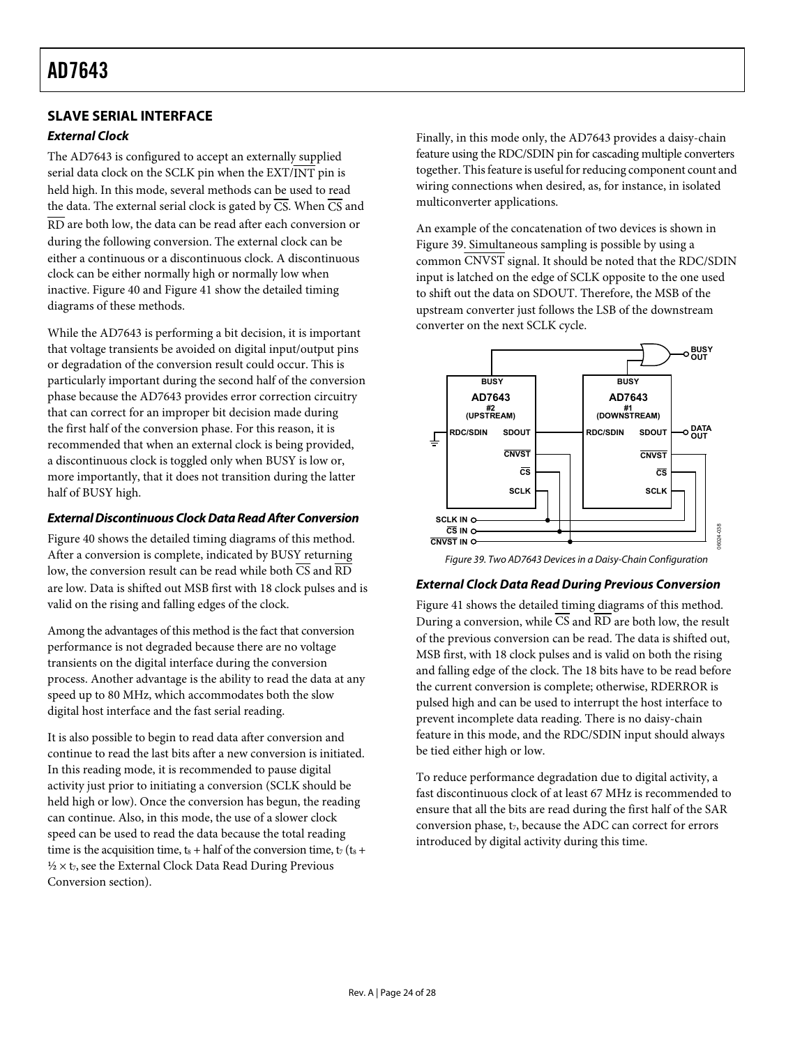## SLAVE SERIAL INTERFACE

### *External Clock*

The AD7643 is configured to accept an externally supplied serial data clock on the SCLK pin when the EXT/$\overline{\text{INT}}$ pin is held high. In this mode, several methods can be used to read the data. The external serial clock is gated by $\overline{\text{CS}}$. When $\overline{\text{CS}}$ and $\overline{\text{RD}}$ are both low, the data can be read after each conversion or during the following conversion. The external clock can be either a continuous or a discontinuous clock. A discontinuous clock can be either normally high or normally low when inactive. Figure 40 and Figure 41 show the detailed timing diagrams of these methods.

While the AD7643 is performing a bit decision, it is important that voltage transients be avoided on digital input/output pins or degradation of the conversion result could occur. This is particularly important during the second half of the conversion phase because the AD7643 provides error correction circuitry that can correct for an improper bit decision made during the first half of the conversion phase. For this reason, it is recommended that when an external clock is being provided, a discontinuous clock is toggled only when BUSY is low or, more importantly, that it does not transition during the latter half of BUSY high.

### *External Discontinuous Clock Data Read After Conversion*

Figure 40 shows the detailed timing diagrams of this method. After a conversion is complete, indicated by BUSY returning low, the conversion result can be read while both $\overline{\text{CS}}$ and $\overline{\text{RD}}$ are low. Data is shifted out MSB first with 18 clock pulses and is valid on the rising and falling edges of the clock.

Among the advantages of this method is the fact that conversion performance is not degraded because there are no voltage transients on the digital interface during the conversion process. Another advantage is the ability to read the data at any speed up to 80 MHz, which accommodates both the slow digital host interface and the fast serial reading.

It is also possible to begin to read data after conversion and continue to read the last bits after a new conversion is initiated. In this reading mode, it is recommended to pause digital activity just prior to initiating a conversion (SCLK should be held high or low). Once the conversion has begun, the reading can continue. Also, in this mode, the use of a slower clock speed can be used to read the data because the total reading time is the acquisition time, $t_8$ + half of the conversion time, $t_7$ ($t_8 + \frac{1}{2} \times t_7$, see the External Clock Data Read During Previous Conversion section).

Finally, in this mode only, the AD7643 provides a daisy-chain feature using the RDC/SDIN pin for cascading multiple converters together. This feature is useful for reducing component count and wiring connections when desired, as, for instance, in isolated multiconverter applications.

An example of the concatenation of two devices is shown in Figure 39. Simultaneous sampling is possible by using a common $\overline{\text{CNVST}}$ signal. It should be noted that the RDC/SDIN input is latched on the edge of SCLK opposite to the one used to shift out the data on SDOUT. Therefore, the MSB of the upstream converter just follows the LSB of the downstream converter on the next SCLK cycle.

*Figure 39. Two AD7643 Devices in a Daisy-Chain Configuration*

### *External Clock Data Read During Previous Conversion*

Figure 41 shows the detailed timing diagrams of this method. During a conversion, while $\overline{\text{CS}}$ and $\overline{\text{RD}}$ are both low, the result of the previous conversion can be read. The data is shifted out, MSB first, with 18 clock pulses and is valid on both the rising and falling edge of the clock. The 18 bits have to be read before the current conversion is complete; otherwise, RDERROR is pulsed high and can be used to interrupt the host interface to prevent incomplete data reading. There is no daisy-chain feature in this mode, and the RDC/SDIN input should always be tied either high or low.

To reduce performance degradation due to digital activity, a fast discontinuous clock of at least 67 MHz is recommended to ensure that all the bits are read during the first half of the SAR conversion phase, $t_7$, because the ADC can correct for errors introduced by digital activity during this time.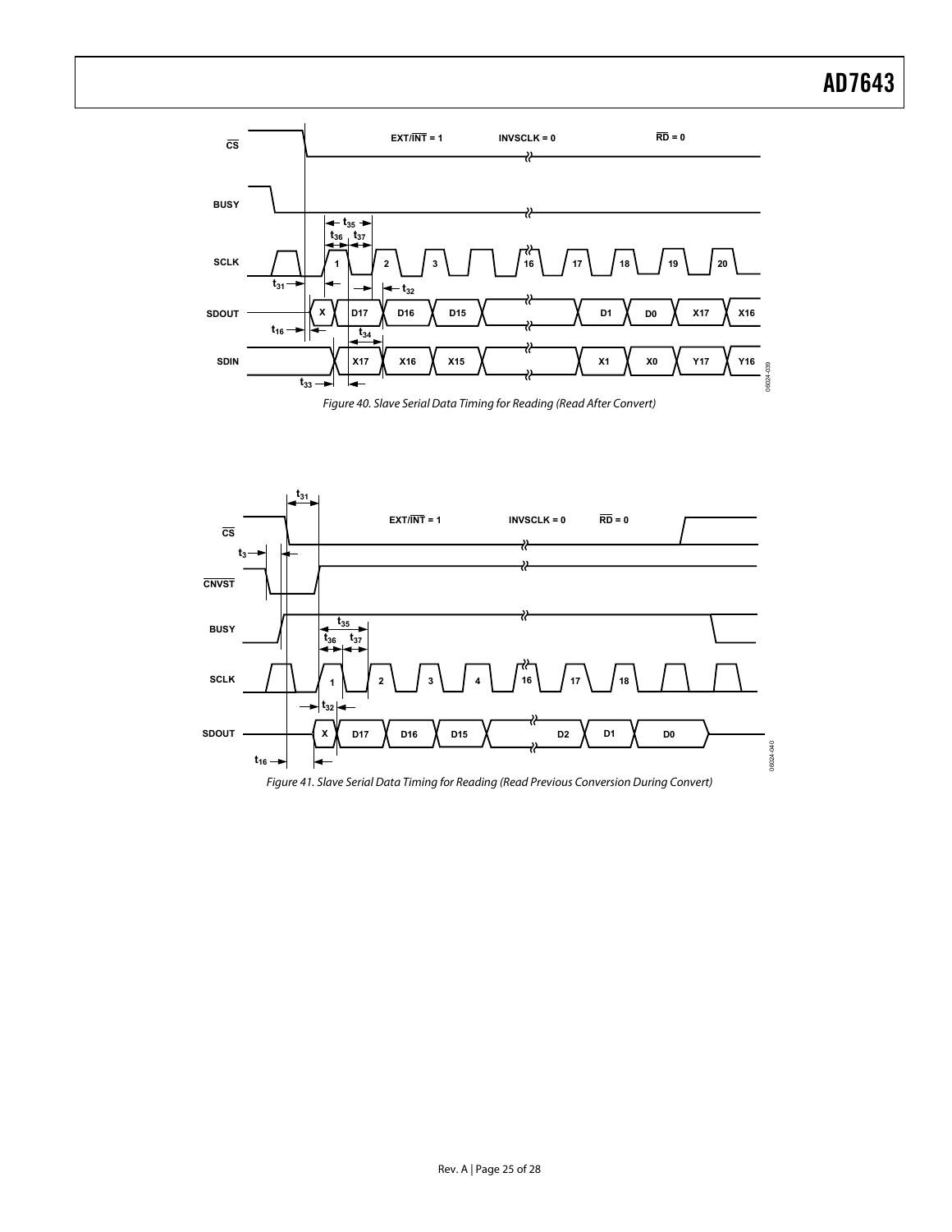Figure 40. Slave Serial Data Timing for Reading (Read After Convert)

Figure 41. Slave Serial Data Timing for Reading (Read Previous Conversion During Convert)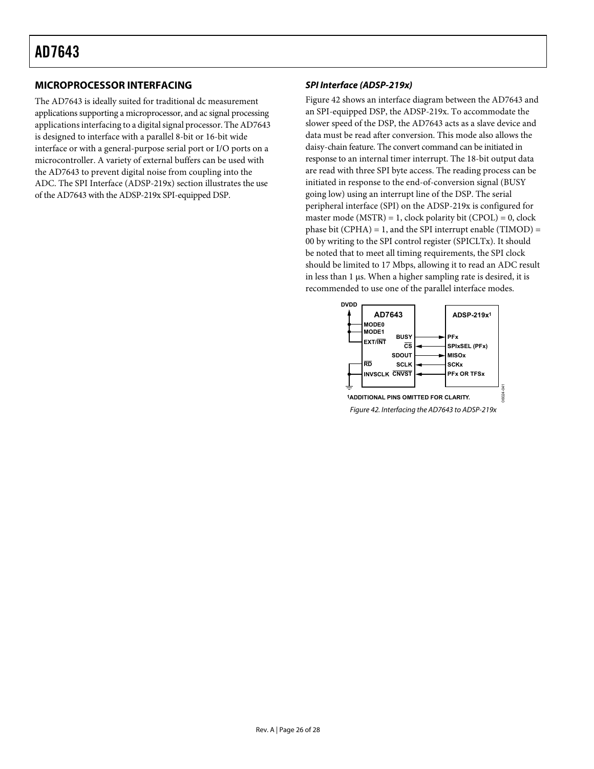## MICROPROCESSOR INTERFACING

The AD7643 is ideally suited for traditional dc measurement applications supporting a microprocessor, and ac signal processing applications interfacing to a digital signal processor. The AD7643 is designed to interface with a parallel 8-bit or 16-bit wide interface or with a general-purpose serial port or I/O ports on a microcontroller. A variety of external buffers can be used with the AD7643 to prevent digital noise from coupling into the ADC. The SPI Interface (ADSP-219x) section illustrates the use of the AD7643 with the ADSP-219x SPI-equipped DSP.

### *SPI Interface (ADSP-219x)*

Figure 42 shows an interface diagram between the AD7643 and an SPI-equipped DSP, the ADSP-219x. To accommodate the slower speed of the DSP, the AD7643 acts as a slave device and data must be read after conversion. This mode also allows the daisy-chain feature. The convert command can be initiated in response to an internal timer interrupt. The 18-bit output data are read with three SPI byte access. The reading process can be initiated in response to the end-of-conversion signal (BUSY going low) using an interrupt line of the DSP. The serial peripheral interface (SPI) on the ADSP-219x is configured for master mode (MSTR) = 1, clock polarity bit (CPOL) = 0, clock phase bit (CPHA) = 1, and the SPI interrupt enable (TIMOD) = 00 by writing to the SPI control register (SPICLTx). It should be noted that to meet all timing requirements, the SPI clock should be limited to 17 Mbps, allowing it to read an ADC result in less than 1 μs. When a higher sampling rate is desired, it is recommended to use one of the parallel interface modes.

DVDD

AD7643: MODE0, MODE1, EXT/INT, RD, INVSCLK, BUSY, CS, SDOUT, SCLK, CNVST

ADSP-219x[1]: PFx, SPIxSEL (PFx), MISOx, SCKx, PFx OR TFSx

[1]ADDITIONAL PINS OMITTED FOR CLARITY.

06024-041

Figure 42. Interfacing the AD7643 to ADSP-219x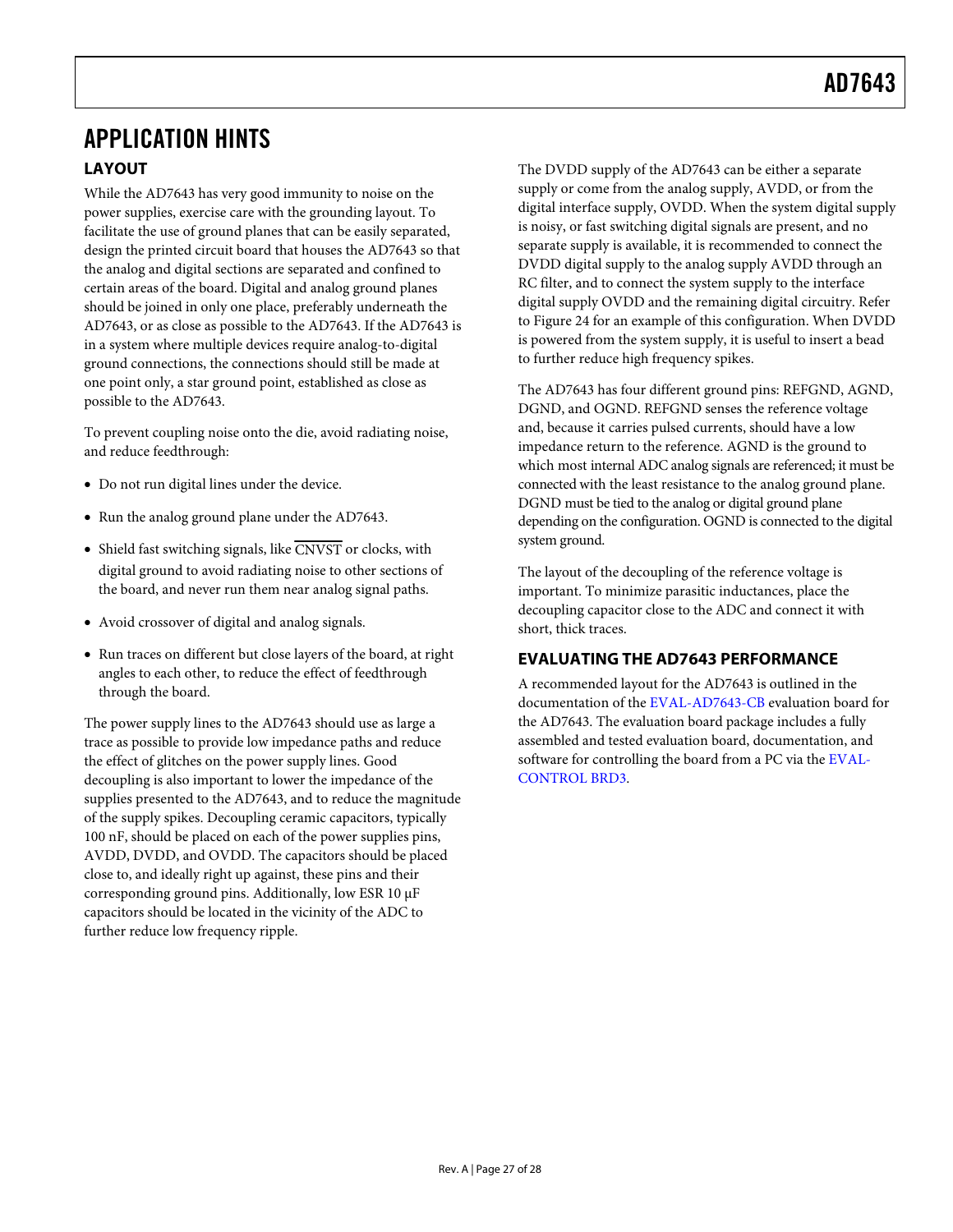# APPLICATION HINTS

## LAYOUT

While the AD7643 has very good immunity to noise on the power supplies, exercise care with the grounding layout. To facilitate the use of ground planes that can be easily separated, design the printed circuit board that houses the AD7643 so that the analog and digital sections are separated and confined to certain areas of the board. Digital and analog ground planes should be joined in only one place, preferably underneath the AD7643, or as close as possible to the AD7643. If the AD7643 is in a system where multiple devices require analog-to-digital ground connections, the connections should still be made at one point only, a star ground point, established as close as possible to the AD7643.

To prevent coupling noise onto the die, avoid radiating noise, and reduce feedthrough:

- Do not run digital lines under the device.
- Run the analog ground plane under the AD7643.
- Shield fast switching signals, like $\overline{\text{CNVST}}$ or clocks, with digital ground to avoid radiating noise to other sections of the board, and never run them near analog signal paths.
- Avoid crossover of digital and analog signals.
- Run traces on different but close layers of the board, at right angles to each other, to reduce the effect of feedthrough through the board.

The power supply lines to the AD7643 should use as large a trace as possible to provide low impedance paths and reduce the effect of glitches on the power supply lines. Good decoupling is also important to lower the impedance of the supplies presented to the AD7643, and to reduce the magnitude of the supply spikes. Decoupling ceramic capacitors, typically 100 nF, should be placed on each of the power supplies pins, AVDD, DVDD, and OVDD. The capacitors should be placed close to, and ideally right up against, these pins and their corresponding ground pins. Additionally, low ESR 10 μF capacitors should be located in the vicinity of the ADC to further reduce low frequency ripple.

The DVDD supply of the AD7643 can be either a separate supply or come from the analog supply, AVDD, or from the digital interface supply, OVDD. When the system digital supply is noisy, or fast switching digital signals are present, and no separate supply is available, it is recommended to connect the DVDD digital supply to the analog supply AVDD through an RC filter, and to connect the system supply to the interface digital supply OVDD and the remaining digital circuitry. Refer to Figure 24 for an example of this configuration. When DVDD is powered from the system supply, it is useful to insert a bead to further reduce high frequency spikes.

The AD7643 has four different ground pins: REFGND, AGND, DGND, and OGND. REFGND senses the reference voltage and, because it carries pulsed currents, should have a low impedance return to the reference. AGND is the ground to which most internal ADC analog signals are referenced; it must be connected with the least resistance to the analog ground plane. DGND must be tied to the analog or digital ground plane depending on the configuration. OGND is connected to the digital system ground.

The layout of the decoupling of the reference voltage is important. To minimize parasitic inductances, place the decoupling capacitor close to the ADC and connect it with short, thick traces.

## EVALUATING THE AD7643 PERFORMANCE

A recommended layout for the AD7643 is outlined in the documentation of the EVAL-AD7643-CB evaluation board for the AD7643. The evaluation board package includes a fully assembled and tested evaluation board, documentation, and software for controlling the board from a PC via the EVAL-CONTROL BRD3.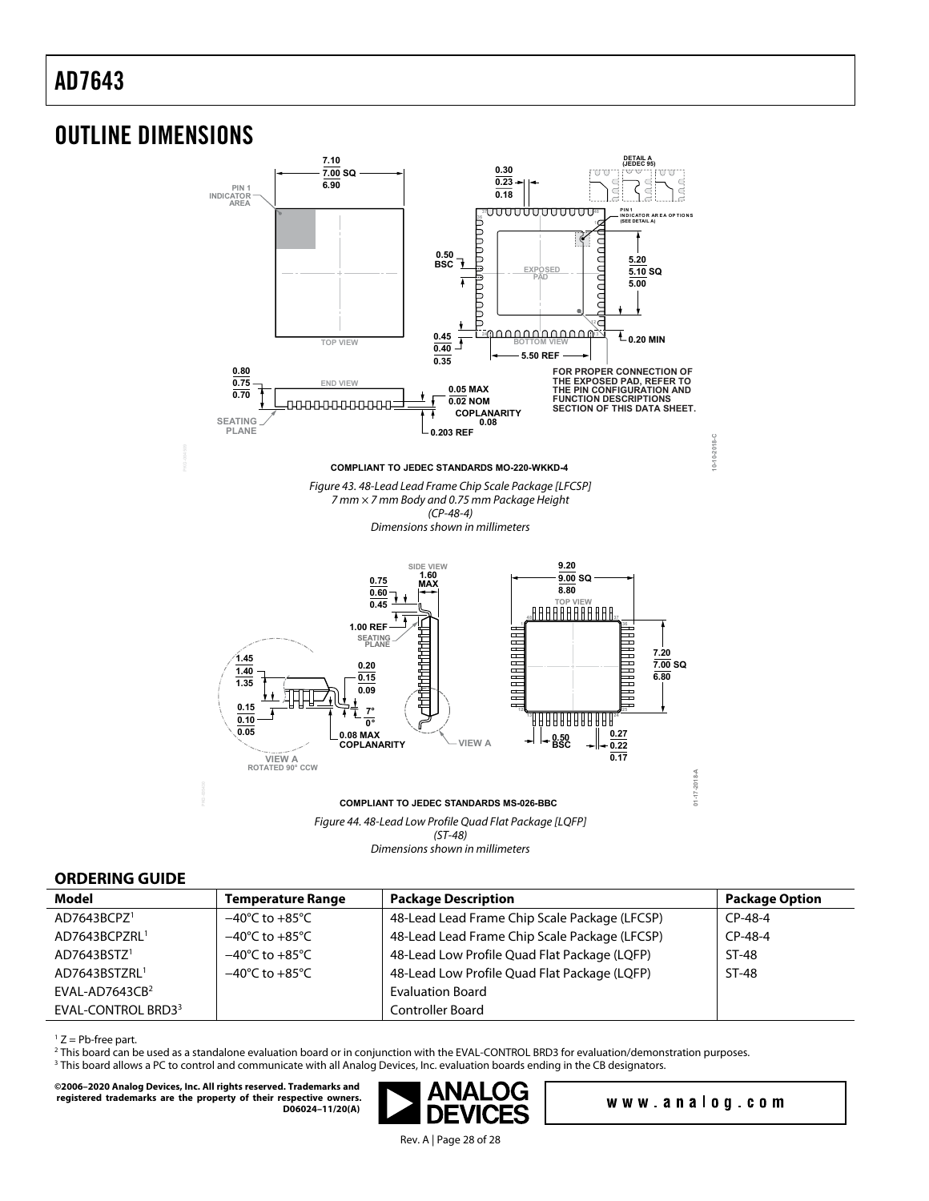# OUTLINE DIMENSIONS

7.10
7.00 SQ
6.90

PIN 1 INDICATOR AREA

TOP VIEW

0.30
0.23
0.18

DETAIL A (JEDEC 95)

PIN 1 INDICATOR AREA OPTIONS (SEE DETAIL A)

0.50 BSC

EXPOSED PAD

5.20
5.10 SQ
5.00

0.45
0.40
0.35

BOTTOM VIEW

0.20 MIN

5.50 REF

0.80
0.75
0.70

END VIEW

0.05 MAX
0.02 NOM

COPLANARITY
0.08

0.203 REF

SEATING PLANE

FOR PROPER CONNECTION OF THE EXPOSED PAD, REFER TO THE PIN CONFIGURATION AND FUNCTION DESCRIPTIONS SECTION OF THIS DATA SHEET.

COMPLIANT TO JEDEC STANDARDS MO-220-WKKD-4

10-10-2018-C

*Figure 43. 48-Lead Lead Frame Chip Scale Package [LFCSP]*
*7 mm × 7 mm Body and 0.75 mm Package Height*
*(CP-48-4)*
*Dimensions shown in millimeters*

SIDE VIEW
1.60 MAX

0.75
0.60
0.45

1.00 REF

SEATING PLANE

1.45
1.40
1.35

0.20
0.15
0.09

0.15
0.10
0.05

7°
0°

0.08 MAX COPLANARITY

VIEW A ROTATED 90° CCW

VIEW A

9.20
9.00 SQ
8.80

TOP VIEW

7.20
7.00 SQ
6.80

0.50 BSC

0.27
0.22
0.17

COMPLIANT TO JEDEC STANDARDS MS-026-BBC

01-17-2018-A

*Figure 44. 48-Lead Low Profile Quad Flat Package [LQFP]*
*(ST-48)*
*Dimensions shown in millimeters*

## ORDERING GUIDE

| Model | Temperature Range | Package Description | Package Option |
|---|---|---|---|
| AD7643BCPZ[1] | −40°C to +85°C | 48-Lead Lead Frame Chip Scale Package (LFCSP) | CP-48-4 |
| AD7643BCPZRL[1] | −40°C to +85°C | 48-Lead Lead Frame Chip Scale Package (LFCSP) | CP-48-4 |
| AD7643BSTZ[1] | −40°C to +85°C | 48-Lead Low Profile Quad Flat Package (LQFP) | ST-48 |
| AD7643BSTZRL[1] | −40°C to +85°C | 48-Lead Low Profile Quad Flat Package (LQFP) | ST-48 |
| EVAL-AD7643CB[2] | | Evaluation Board | |
| EVAL-CONTROL BRD3[3] | | Controller Board | |

[1] Z = Pb-free part.
[2] This board can be used as a standalone evaluation board or in conjunction with the EVAL-CONTROL BRD3 for evaluation/demonstration purposes.
[3] This board allows a PC to control and communicate with all Analog Devices, Inc. evaluation boards ending in the CB designators.

©2006–2020 Analog Devices, Inc. All rights reserved. Trademarks and registered trademarks are the property of their respective owners.
D06024–11/20(A)

www.analog.com